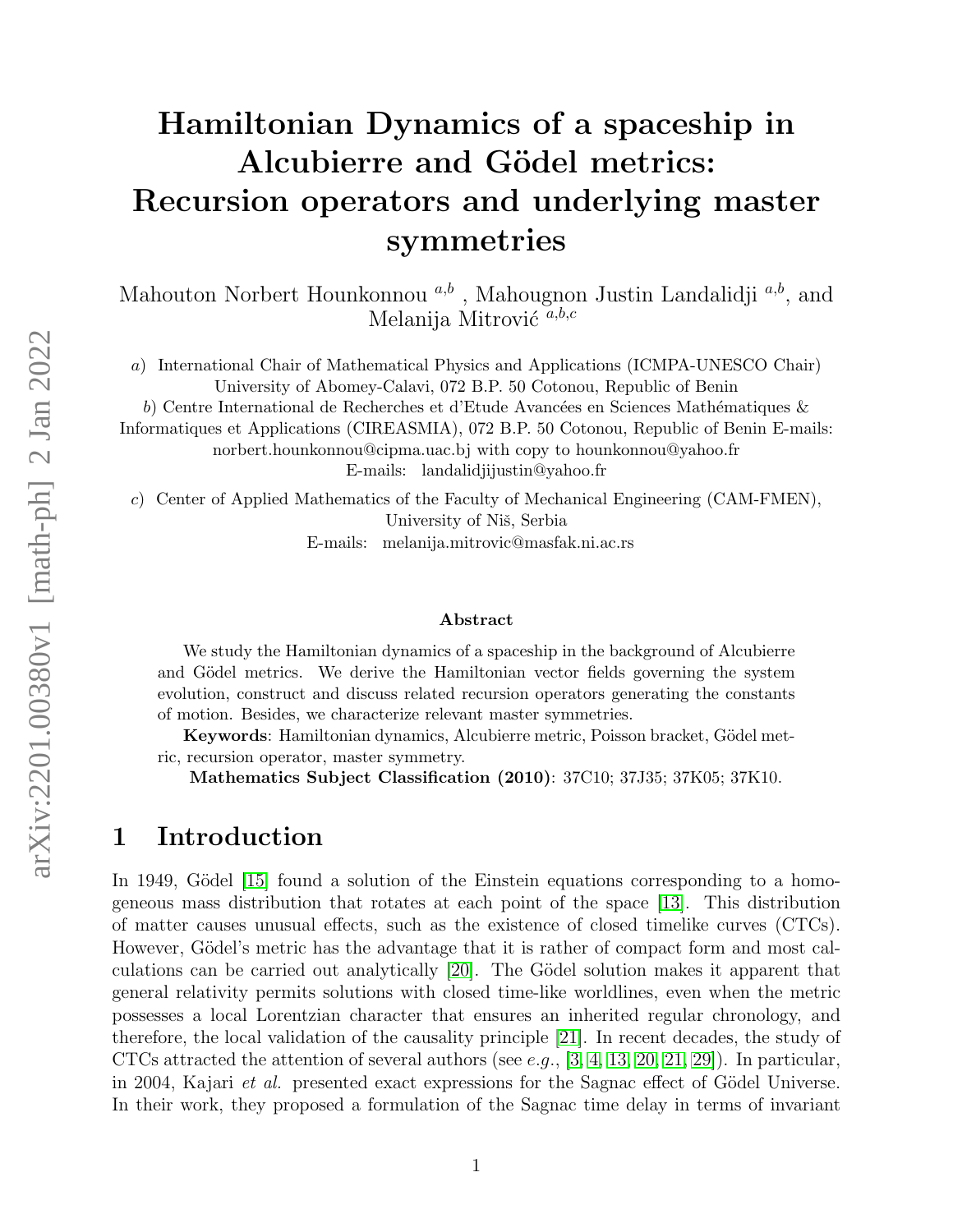# Hamiltonian Dynamics of a spaceship in Alcubierre and Gödel metrics: Recursion operators and underlying master symmetries

Mahouton Norbert Hounkonnou [a,b], Mahougnon Justin Landalidji [a,b], and Melanija Mitrović [a,b,c]

*a*) International Chair of Mathematical Physics and Applications (ICMPA-UNESCO Chair) University of Abomey-Calavi, 072 B.P. 50 Cotonou, Republic of Benin

*b*) Centre International de Recherches et d'Etude Avancées en Sciences Mathématiques & Informatiques et Applications (CIREASMIA), 072 B.P. 50 Cotonou, Republic of Benin E-mails: norbert.hounkonnou@cipma.uac.bj with copy to hounkonnou@yahoo.fr
E-mails: landalidjijustin@yahoo.fr

*c*) Center of Applied Mathematics of the Faculty of Mechanical Engineering (CAM-FMEN), University of Niš, Serbia
E-mails: melanija.mitrovic@masfak.ni.ac.rs

### Abstract

We study the Hamiltonian dynamics of a spaceship in the background of Alcubierre and Gödel metrics. We derive the Hamiltonian vector fields governing the system evolution, construct and discuss related recursion operators generating the constants of motion. Besides, we characterize relevant master symmetries.

**Keywords**: Hamiltonian dynamics, Alcubierre metric, Poisson bracket, Gödel metric, recursion operator, master symmetry.

**Mathematics Subject Classification (2010)**: 37C10; 37J35; 37K05; 37K10.

## 1 Introduction

In 1949, Gödel [15] found a solution of the Einstein equations corresponding to a homogeneous mass distribution that rotates at each point of the space [13]. This distribution of matter causes unusual effects, such as the existence of closed timelike curves (CTCs). However, Gödel's metric has the advantage that it is rather of compact form and most calculations can be carried out analytically [20]. The Gödel solution makes it apparent that general relativity permits solutions with closed time-like worldlines, even when the metric possesses a local Lorentzian character that ensures an inherited regular chronology, and therefore, the local validation of the causality principle [21]. In recent decades, the study of CTCs attracted the attention of several authors (see *e.g.*, [3, 4, 13, 20, 21, 29]). In particular, in 2004, Kajari *et al.* presented exact expressions for the Sagnac effect of Gödel Universe. In their work, they proposed a formulation of the Sagnac time delay in terms of invariant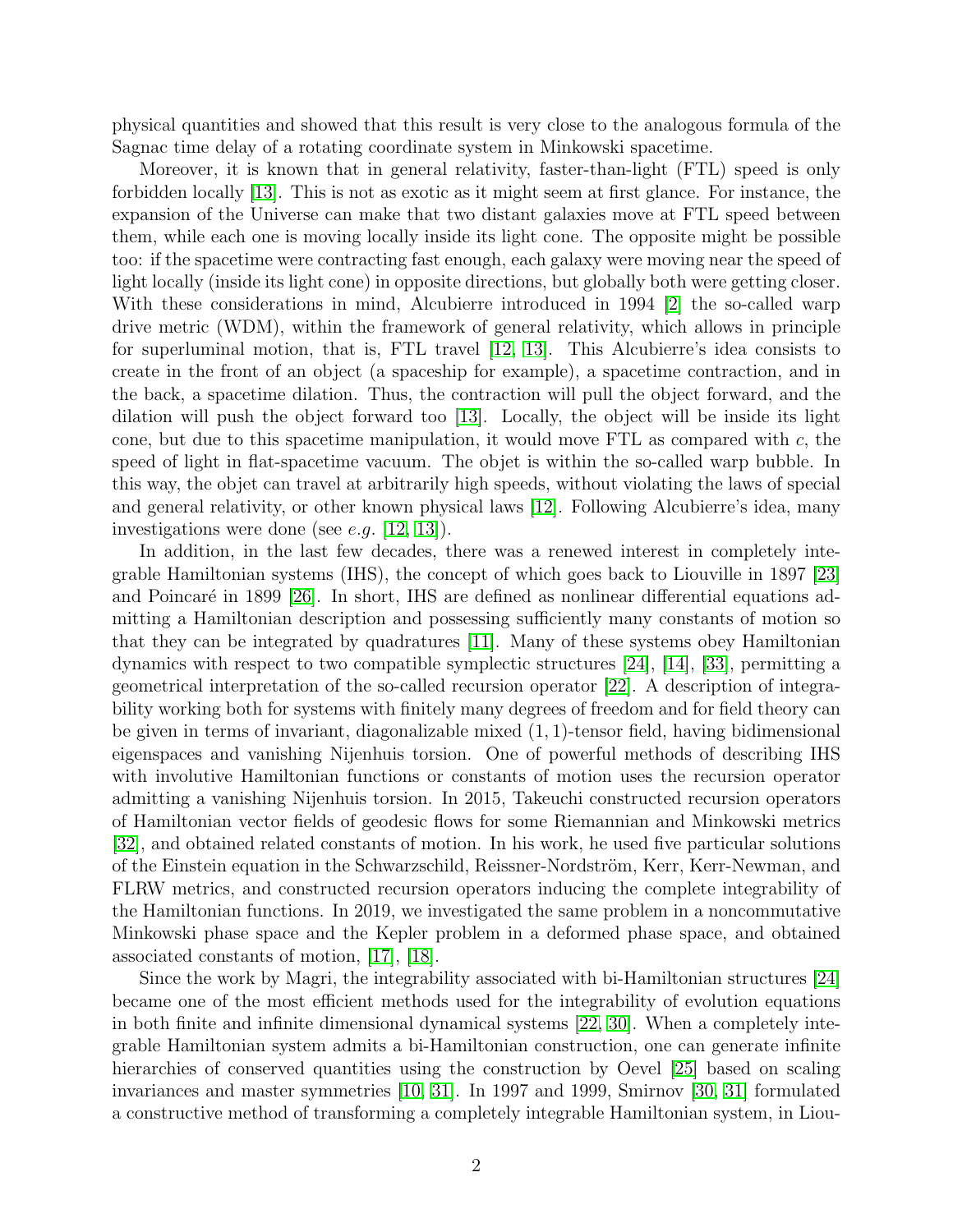physical quantities and showed that this result is very close to the analogous formula of the Sagnac time delay of a rotating coordinate system in Minkowski spacetime.

Moreover, it is known that in general relativity, faster-than-light (FTL) speed is only forbidden locally [13]. This is not as exotic as it might seem at first glance. For instance, the expansion of the Universe can make that two distant galaxies move at FTL speed between them, while each one is moving locally inside its light cone. The opposite might be possible too: if the spacetime were contracting fast enough, each galaxy were moving near the speed of light locally (inside its light cone) in opposite directions, but globally both were getting closer. With these considerations in mind, Alcubierre introduced in 1994 [2] the so-called warp drive metric (WDM), within the framework of general relativity, which allows in principle for superluminal motion, that is, FTL travel [12, 13]. This Alcubierre's idea consists to create in the front of an object (a spaceship for example), a spacetime contraction, and in the back, a spacetime dilation. Thus, the contraction will pull the object forward, and the dilation will push the object forward too [13]. Locally, the object will be inside its light cone, but due to this spacetime manipulation, it would move FTL as compared with $c$, the speed of light in flat-spacetime vacuum. The objet is within the so-called warp bubble. In this way, the objet can travel at arbitrarily high speeds, without violating the laws of special and general relativity, or other known physical laws [12]. Following Alcubierre's idea, many investigations were done (see *e.g.* [12, 13]).

In addition, in the last few decades, there was a renewed interest in completely integrable Hamiltonian systems (IHS), the concept of which goes back to Liouville in 1897 [23] and Poincaré in 1899 [26]. In short, IHS are defined as nonlinear differential equations admitting a Hamiltonian description and possessing sufficiently many constants of motion so that they can be integrated by quadratures [11]. Many of these systems obey Hamiltonian dynamics with respect to two compatible symplectic structures [24], [14], [33], permitting a geometrical interpretation of the so-called recursion operator [22]. A description of integrability working both for systems with finitely many degrees of freedom and for field theory can be given in terms of invariant, diagonalizable mixed $(1,1)$-tensor field, having bidimensional eigenspaces and vanishing Nijenhuis torsion. One of powerful methods of describing IHS with involutive Hamiltonian functions or constants of motion uses the recursion operator admitting a vanishing Nijenhuis torsion. In 2015, Takeuchi constructed recursion operators of Hamiltonian vector fields of geodesic flows for some Riemannian and Minkowski metrics [32], and obtained related constants of motion. In his work, he used five particular solutions of the Einstein equation in the Schwarzschild, Reissner-Nordström, Kerr, Kerr-Newman, and FLRW metrics, and constructed recursion operators inducing the complete integrability of the Hamiltonian functions. In 2019, we investigated the same problem in a noncommutative Minkowski phase space and the Kepler problem in a deformed phase space, and obtained associated constants of motion, [17], [18].

Since the work by Magri, the integrability associated with bi-Hamiltonian structures [24] became one of the most efficient methods used for the integrability of evolution equations in both finite and infinite dimensional dynamical systems [22, 30]. When a completely integrable Hamiltonian system admits a bi-Hamiltonian construction, one can generate infinite hierarchies of conserved quantities using the construction by Oevel [25] based on scaling invariances and master symmetries [10, 31]. In 1997 and 1999, Smirnov [30, 31] formulated a constructive method of transforming a completely integrable Hamiltonian system, in Liou-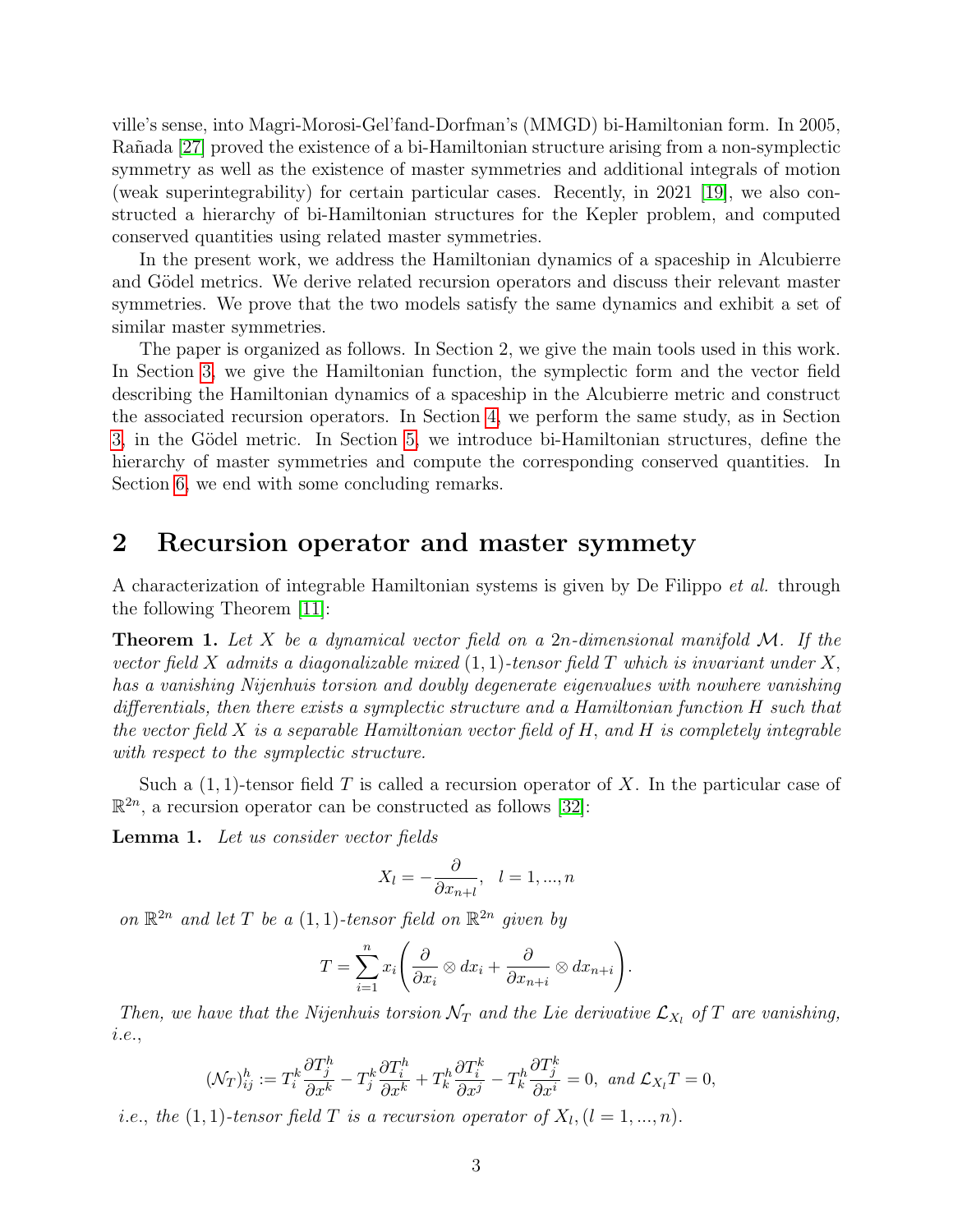ville's sense, into Magri-Morosi-Gel'fand-Dorfman's (MMGD) bi-Hamiltonian form. In 2005, Rañada [27] proved the existence of a bi-Hamiltonian structure arising from a non-symplectic symmetry as well as the existence of master symmetries and additional integrals of motion (weak superintegrability) for certain particular cases. Recently, in 2021 [19], we also constructed a hierarchy of bi-Hamiltonian structures for the Kepler problem, and computed conserved quantities using related master symmetries.

In the present work, we address the Hamiltonian dynamics of a spaceship in Alcubierre and Gödel metrics. We derive related recursion operators and discuss their relevant master symmetries. We prove that the two models satisfy the same dynamics and exhibit a set of similar master symmetries.

The paper is organized as follows. In Section 2, we give the main tools used in this work. In Section 3, we give the Hamiltonian function, the symplectic form and the vector field describing the Hamiltonian dynamics of a spaceship in the Alcubierre metric and construct the associated recursion operators. In Section 4, we perform the same study, as in Section 3, in the Gödel metric. In Section 5, we introduce bi-Hamiltonian structures, define the hierarchy of master symmetries and compute the corresponding conserved quantities. In Section 6, we end with some concluding remarks.

## 2 Recursion operator and master symmety

A characterization of integrable Hamiltonian systems is given by De Filippo *et al.* through the following Theorem [11]:

**Theorem 1.** *Let $X$ be a dynamical vector field on a $2n$-dimensional manifold $\mathcal{M}$. If the vector field $X$ admits a diagonalizable mixed $(1,1)$-tensor field $T$ which is invariant under $X$, has a vanishing Nijenhuis torsion and doubly degenerate eigenvalues with nowhere vanishing differentials, then there exists a symplectic structure and a Hamiltonian function $H$ such that the vector field $X$ is a separable Hamiltonian vector field of $H$, and $H$ is completely integrable with respect to the symplectic structure.*

Such a $(1,1)$-tensor field $T$ is called a recursion operator of $X$. In the particular case of $\mathbb{R}^{2n}$, a recursion operator can be constructed as follows [32]:

**Lemma 1.** *Let us consider vector fields*

$$X_l = -\frac{\partial}{\partial x_{n+l}}, \quad l = 1, ..., n$$

*on $\mathbb{R}^{2n}$ and let $T$ be a $(1,1)$-tensor field on $\mathbb{R}^{2n}$ given by*

$$T = \sum_{i=1}^{n} x_i \left( \frac{\partial}{\partial x_i} \otimes dx_i + \frac{\partial}{\partial x_{n+i}} \otimes dx_{n+i} \right).$$

*Then, we have that the Nijenhuis torsion $\mathcal{N}_T$ and the Lie derivative $\mathcal{L}_{X_l}$ of $T$ are vanishing, i.e.,*

$$(\mathcal{N}_T)^h_{ij} := T^k_i \frac{\partial T^h_j}{\partial x^k} - T^k_j \frac{\partial T^h_i}{\partial x^k} + T^h_k \frac{\partial T^k_i}{\partial x^j} - T^h_k \frac{\partial T^k_j}{\partial x^i} = 0, \text{ and } \mathcal{L}_{X_l} T = 0,$$

*i.e., the $(1,1)$-tensor field $T$ is a recursion operator of $X_l, (l = 1, ..., n)$.*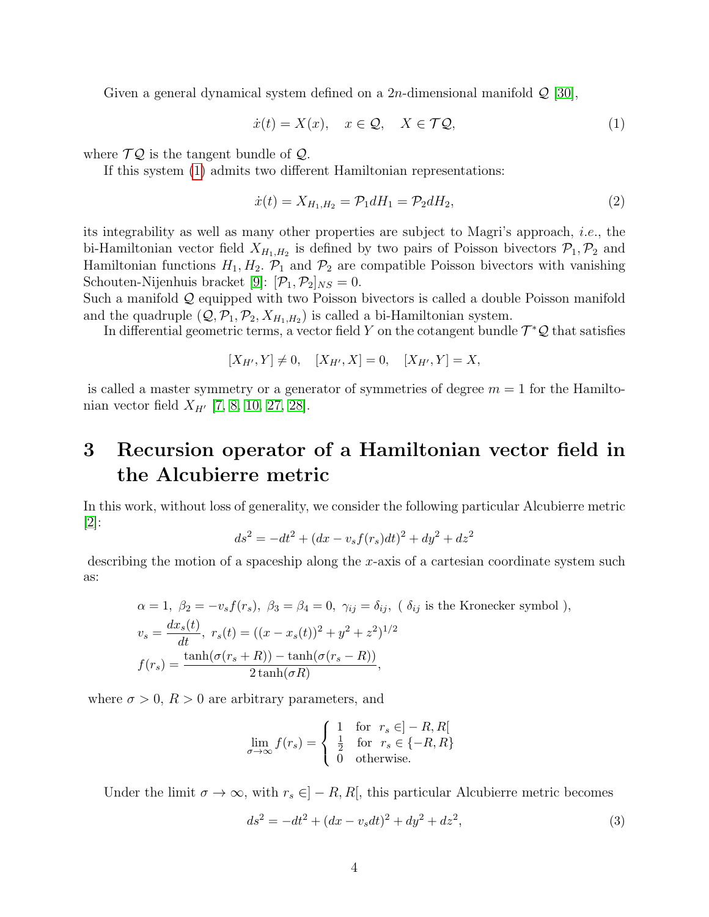Given a general dynamical system defined on a $2n$-dimensional manifold $\mathcal{Q}$ [30],

$$\dot{x}(t) = X(x), \quad x \in \mathcal{Q}, \quad X \in \mathcal{T}\mathcal{Q}, \tag{1}$$

where $\mathcal{T}\mathcal{Q}$ is the tangent bundle of $\mathcal{Q}$.

If this system (1) admits two different Hamiltonian representations:

$$\dot{x}(t) = X_{H_1,H_2} = \mathcal{P}_1 dH_1 = \mathcal{P}_2 dH_2, \tag{2}$$

its integrability as well as many other properties are subject to Magri's approach, *i.e.*, the bi-Hamiltonian vector field $X_{H_1,H_2}$ is defined by two pairs of Poisson bivectors $\mathcal{P}_1, \mathcal{P}_2$ and Hamiltonian functions $H_1, H_2$. $\mathcal{P}_1$ and $\mathcal{P}_2$ are compatible Poisson bivectors with vanishing Schouten-Nijenhuis bracket [9]: $[\mathcal{P}_1, \mathcal{P}_2]_{NS} = 0$.
Such a manifold $\mathcal{Q}$ equipped with two Poisson bivectors is called a double Poisson manifold and the quadruple $(\mathcal{Q}, \mathcal{P}_1, \mathcal{P}_2, X_{H_1,H_2})$ is called a bi-Hamiltonian system.

In differential geometric terms, a vector field $Y$ on the cotangent bundle $\mathcal{T}^*\mathcal{Q}$ that satisfies

$$[X_{H'}, Y] \neq 0, \quad [X_{H'}, X] = 0, \quad [X_{H'}, Y] = X,$$

is called a master symmetry or a generator of symmetries of degree $m = 1$ for the Hamiltonian vector field $X_{H'}$ [7, 8, 10, 27, 28].

# 3 Recursion operator of a Hamiltonian vector field in the Alcubierre metric

In this work, without loss of generality, we consider the following particular Alcubierre metric [2]:

$$ds^2 = -dt^2 + (dx - v_s f(r_s)dt)^2 + dy^2 + dz^2$$

describing the motion of a spaceship along the $x$-axis of a cartesian coordinate system such as:

$$\alpha = 1,\ \beta_2 = -v_s f(r_s),\ \beta_3 = \beta_4 = 0,\ \gamma_{ij} = \delta_{ij},\ (\ \delta_{ij} \text{ is the Kronecker symbol }),$$
$$v_s = \frac{dx_s(t)}{dt},\ r_s(t) = ((x - x_s(t))^2 + y^2 + z^2)^{1/2}$$
$$f(r_s) = \frac{\tanh(\sigma(r_s + R)) - \tanh(\sigma(r_s - R))}{2\tanh(\sigma R)},$$

where $\sigma > 0$, $R > 0$ are arbitrary parameters, and

$$\lim_{\sigma \to \infty} f(r_s) = \begin{cases} 1 & \text{for } \ r_s \in ]-R, R[ \\ \frac{1}{2} & \text{for } \ r_s \in \{-R, R\} \\ 0 & \text{otherwise.} \end{cases}$$

Under the limit $\sigma \to \infty$, with $r_s \in ]-R, R[$, this particular Alcubierre metric becomes

$$ds^2 = -dt^2 + (dx - v_s dt)^2 + dy^2 + dz^2, \tag{3}$$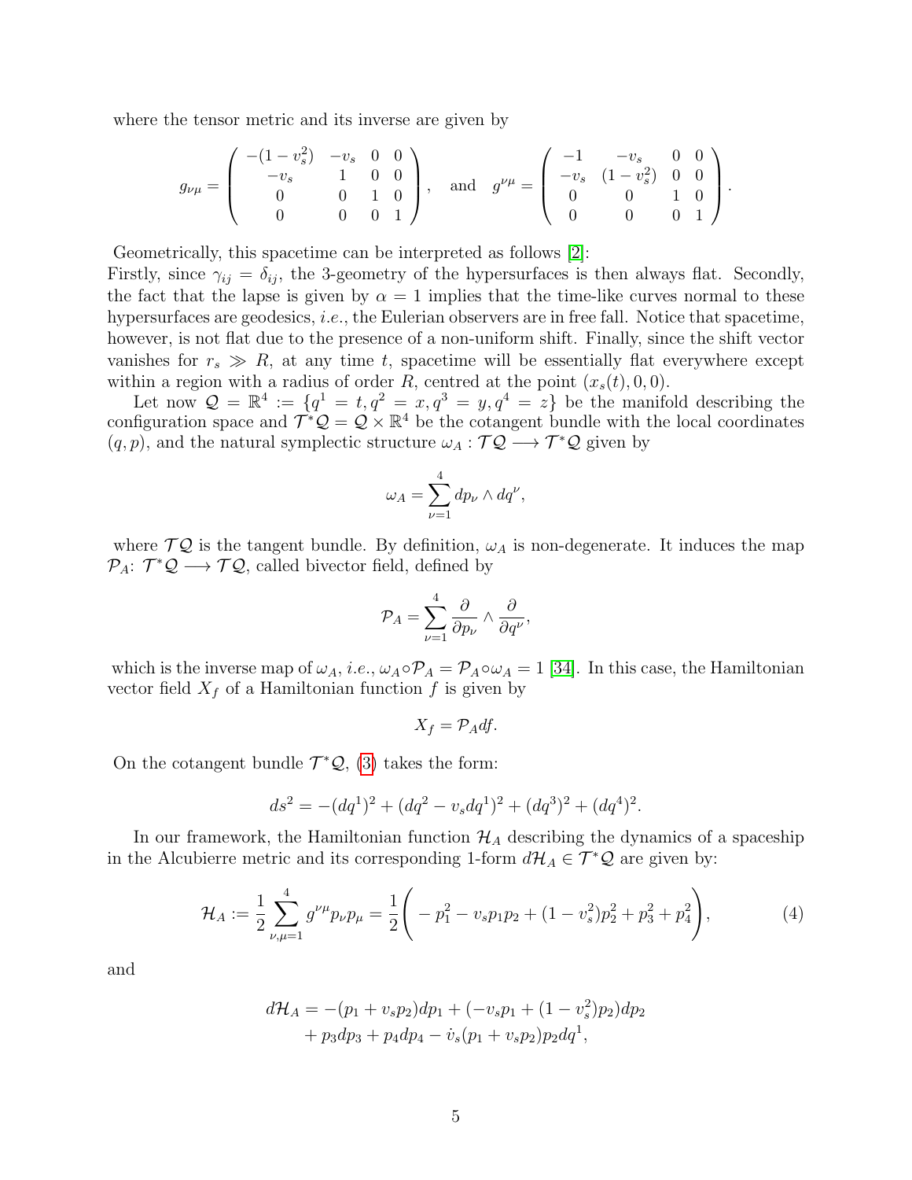where the tensor metric and its inverse are given by

$$g_{\nu\mu} = \begin{pmatrix} -(1-v_s^2) & -v_s & 0 & 0 \\ -v_s & 1 & 0 & 0 \\ 0 & 0 & 1 & 0 \\ 0 & 0 & 0 & 1 \end{pmatrix}, \quad \text{and} \quad g^{\nu\mu} = \begin{pmatrix} -1 & -v_s & 0 & 0 \\ -v_s & (1-v_s^2) & 0 & 0 \\ 0 & 0 & 1 & 0 \\ 0 & 0 & 0 & 1 \end{pmatrix}.$$

Geometrically, this spacetime can be interpreted as follows [2]:
Firstly, since $\gamma_{ij} = \delta_{ij}$, the 3-geometry of the hypersurfaces is then always flat. Secondly, the fact that the lapse is given by $\alpha = 1$ implies that the time-like curves normal to these hypersurfaces are geodesics, *i.e.*, the Eulerian observers are in free fall. Notice that spacetime, however, is not flat due to the presence of a non-uniform shift. Finally, since the shift vector vanishes for $r_s \gg R$, at any time $t$, spacetime will be essentially flat everywhere except within a region with a radius of order $R$, centred at the point $(x_s(t), 0, 0)$.

Let now $\mathcal{Q} = \mathbb{R}^4 := \{q^1 = t, q^2 = x, q^3 = y, q^4 = z\}$ be the manifold describing the configuration space and $\mathcal{T}^*\mathcal{Q} = \mathcal{Q} \times \mathbb{R}^4$ be the cotangent bundle with the local coordinates $(q, p)$, and the natural symplectic structure $\omega_A : \mathcal{T}\mathcal{Q} \longrightarrow \mathcal{T}^*\mathcal{Q}$ given by

$$\omega_A = \sum_{\nu=1}^{4} dp_\nu \wedge dq^\nu,$$

where $\mathcal{T}\mathcal{Q}$ is the tangent bundle. By definition, $\omega_A$ is non-degenerate. It induces the map $\mathcal{P}_A$: $\mathcal{T}^*\mathcal{Q} \longrightarrow \mathcal{T}\mathcal{Q}$, called bivector field, defined by

$$\mathcal{P}_A = \sum_{\nu=1}^{4} \frac{\partial}{\partial p_\nu} \wedge \frac{\partial}{\partial q^\nu},$$

which is the inverse map of $\omega_A$, *i.e.*, $\omega_A \circ \mathcal{P}_A = \mathcal{P}_A \circ \omega_A = 1$ [34]. In this case, the Hamiltonian vector field $X_f$ of a Hamiltonian function $f$ is given by

$$X_f = \mathcal{P}_A df.$$

On the cotangent bundle $\mathcal{T}^*\mathcal{Q}$, (3) takes the form:

$$ds^2 = -(dq^1)^2 + (dq^2 - v_s dq^1)^2 + (dq^3)^2 + (dq^4)^2.$$

In our framework, the Hamiltonian function $\mathcal{H}_A$ describing the dynamics of a spaceship in the Alcubierre metric and its corresponding 1-form $d\mathcal{H}_A \in \mathcal{T}^*\mathcal{Q}$ are given by:

$$\mathcal{H}_A := \frac{1}{2} \sum_{\nu,\mu=1}^{4} g^{\nu\mu} p_\nu p_\mu = \frac{1}{2}\bigg( -p_1^2 - v_s p_1 p_2 + (1-v_s^2) p_2^2 + p_3^2 + p_4^2 \bigg), \tag{4}$$

and

$$\begin{aligned} d\mathcal{H}_A = &-(p_1 + v_s p_2) dp_1 + (-v_s p_1 + (1-v_s^2) p_2) dp_2 \\ &+ p_3 dp_3 + p_4 dp_4 - \dot{v}_s (p_1 + v_s p_2) p_2 dq^1, \end{aligned}$$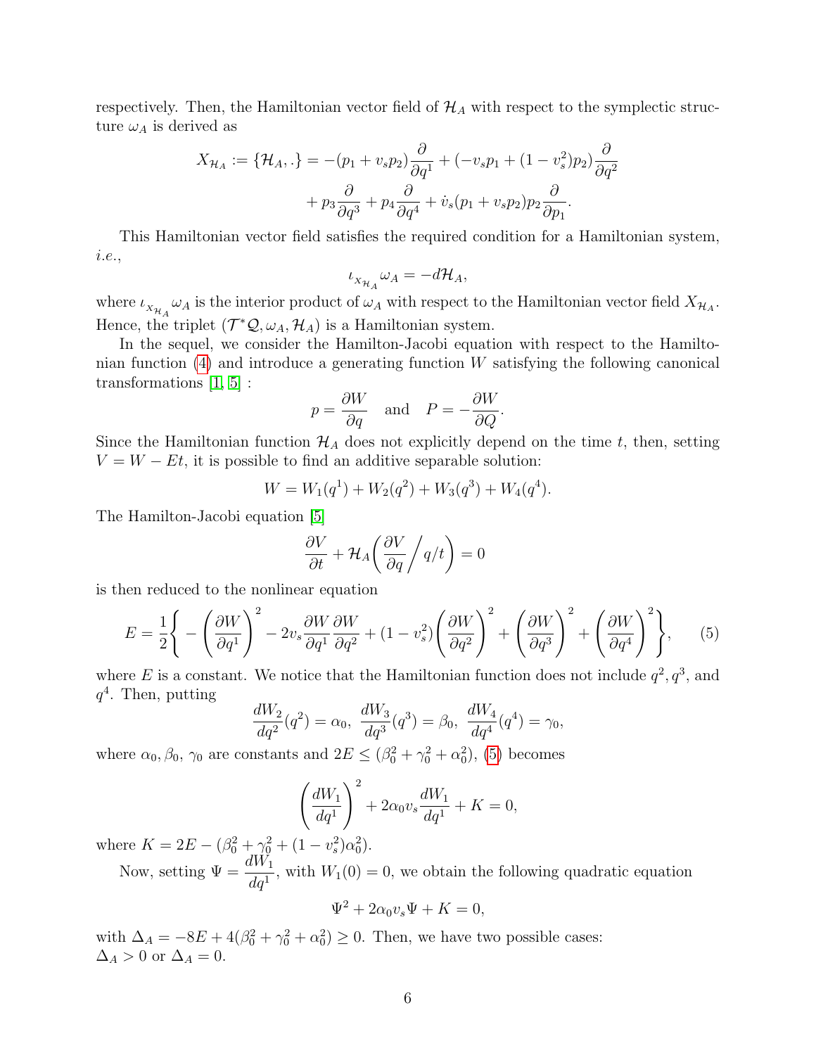respectively. Then, the Hamiltonian vector field of $\mathcal{H}_A$ with respect to the symplectic structure $\omega_A$ is derived as

$$X_{\mathcal{H}_A} := \{\mathcal{H}_A, .\} = -(p_1 + v_s p_2)\frac{\partial}{\partial q^1} + (-v_s p_1 + (1-v_s^2)p_2)\frac{\partial}{\partial q^2} + p_3\frac{\partial}{\partial q^3} + p_4\frac{\partial}{\partial q^4} + \dot{v}_s(p_1 + v_s p_2)p_2\frac{\partial}{\partial p_1}.$$

This Hamiltonian vector field satisfies the required condition for a Hamiltonian system, *i.e.*,

$$\iota_{X_{\mathcal{H}_A}}\omega_A = -d\mathcal{H}_A,$$

where $\iota_{X_{\mathcal{H}_A}}\omega_A$ is the interior product of $\omega_A$ with respect to the Hamiltonian vector field $X_{\mathcal{H}_A}$. Hence, the triplet $(\mathcal{T}^*\mathcal{Q}, \omega_A, \mathcal{H}_A)$ is a Hamiltonian system.

In the sequel, we consider the Hamilton-Jacobi equation with respect to the Hamiltonian function (4) and introduce a generating function $W$ satisfying the following canonical transformations [1, 5] :

$$p = \frac{\partial W}{\partial q} \quad \text{and} \quad P = -\frac{\partial W}{\partial Q}.$$

Since the Hamiltonian function $\mathcal{H}_A$ does not explicitly depend on the time $t$, then, setting $V = W - Et$, it is possible to find an additive separable solution:

$$W = W_1(q^1) + W_2(q^2) + W_3(q^3) + W_4(q^4).$$

The Hamilton-Jacobi equation [5]

$$\frac{\partial V}{\partial t} + \mathcal{H}_A\left(\frac{\partial V}{\partial q}\Big/ q/t\right) = 0$$

is then reduced to the nonlinear equation

$$E = \frac{1}{2}\left\{ -\left(\frac{\partial W}{\partial q^1}\right)^2 - 2v_s\frac{\partial W}{\partial q^1}\frac{\partial W}{\partial q^2} + (1-v_s^2)\left(\frac{\partial W}{\partial q^2}\right)^2 + \left(\frac{\partial W}{\partial q^3}\right)^2 + \left(\frac{\partial W}{\partial q^4}\right)^2 \right\}, \tag{5}$$

where $E$ is a constant. We notice that the Hamiltonian function does not include $q^2, q^3$, and $q^4$. Then, putting

$$\frac{dW_2}{dq^2}(q^2) = \alpha_0, \ \frac{dW_3}{dq^3}(q^3) = \beta_0, \ \frac{dW_4}{dq^4}(q^4) = \gamma_0,$$

where $\alpha_0, \beta_0, \gamma_0$ are constants and $2E \leq (\beta_0^2 + \gamma_0^2 + \alpha_0^2)$, (5) becomes

$$\left(\frac{dW_1}{dq^1}\right)^2 + 2\alpha_0 v_s\frac{dW_1}{dq^1} + K = 0,$$

where $K = 2E - (\beta_0^2 + \gamma_0^2 + (1-v_s^2)\alpha_0^2)$.

Now, setting $\Psi = \dfrac{dW_1}{dq^1}$, with $W_1(0) = 0$, we obtain the following quadratic equation

$$\Psi^2 + 2\alpha_0 v_s\Psi + K = 0,$$

with $\Delta_A = -8E + 4(\beta_0^2 + \gamma_0^2 + \alpha_0^2) \geq 0$. Then, we have two possible cases: $\Delta_A > 0$ or $\Delta_A = 0$.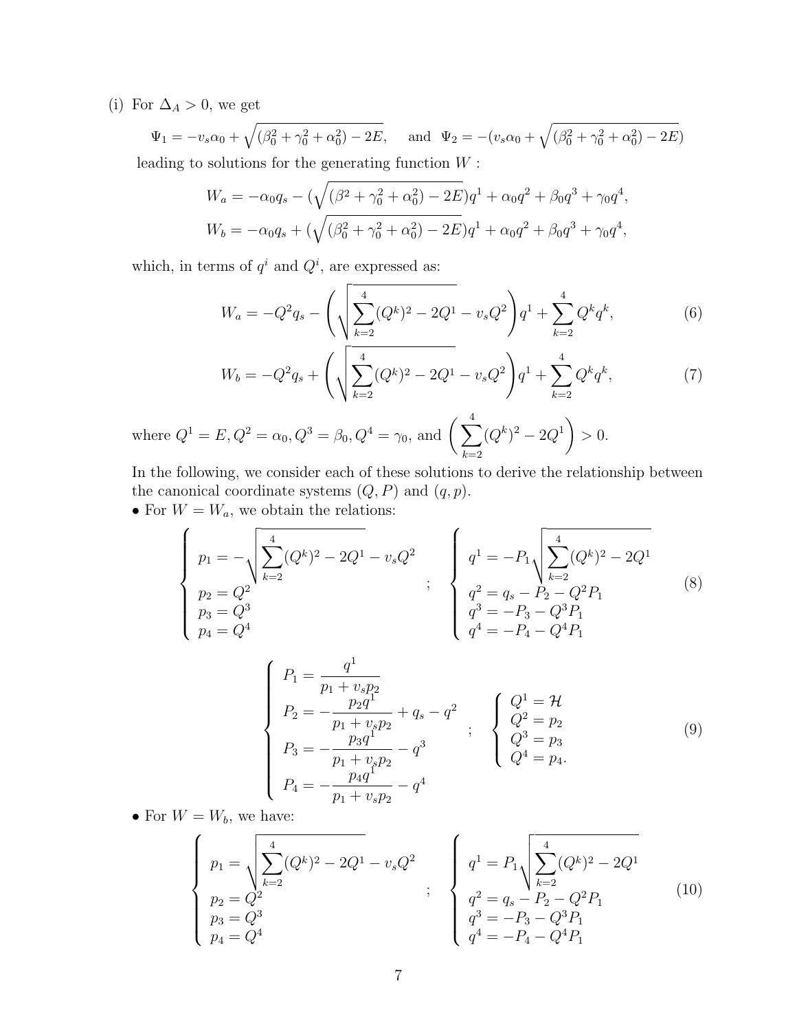(i) For $\Delta_A > 0$, we get

$$\Psi_1 = -v_s\alpha_0 + \sqrt{(\beta_0^2+\gamma_0^2+\alpha_0^2) - 2E}, \quad \text{and} \quad \Psi_2 = -(v_s\alpha_0 + \sqrt{(\beta_0^2+\gamma_0^2+\alpha_0^2) - 2E})$$

leading to solutions for the generating function $W$ :

$$W_a = -\alpha_0 q_s - (\sqrt{(\beta^2+\gamma_0^2+\alpha_0^2) - 2E})q^1 + \alpha_0 q^2 + \beta_0 q^3 + \gamma_0 q^4,$$

$$W_b = -\alpha_0 q_s + (\sqrt{(\beta_0^2+\gamma_0^2+\alpha_0^2) - 2E})q^1 + \alpha_0 q^2 + \beta_0 q^3 + \gamma_0 q^4,$$

which, in terms of $q^i$ and $Q^i$, are expressed as:

$$W_a = -Q^2 q_s - \left(\sqrt{\sum_{k=2}^{4}(Q^k)^2 - 2Q^1} - v_s Q^2\right)q^1 + \sum_{k=2}^{4} Q^k q^k, \tag{6}$$

$$W_b = -Q^2 q_s + \left(\sqrt{\sum_{k=2}^{4}(Q^k)^2 - 2Q^1} - v_s Q^2\right)q^1 + \sum_{k=2}^{4} Q^k q^k, \tag{7}$$

where $Q^1 = E, Q^2 = \alpha_0, Q^3 = \beta_0, Q^4 = \gamma_0$, and $\left(\sum_{k=2}^{4}(Q^k)^2 - 2Q^1\right) > 0$.

In the following, we consider each of these solutions to derive the relationship between the canonical coordinate systems $(Q, P)$ and $(q, p)$.

• For $W = W_a$, we obtain the relations:

$$\left\{\begin{array}{l} p_1 = -\sqrt{\sum_{k=2}^{4}(Q^k)^2 - 2Q^1} - v_s Q^2 \\ p_2 = Q^2 \\ p_3 = Q^3 \\ p_4 = Q^4 \end{array}\right. ; \quad \left\{\begin{array}{l} q^1 = -P_1\sqrt{\sum_{k=2}^{4}(Q^k)^2 - 2Q^1} \\ q^2 = q_s - P_2 - Q^2 P_1 \\ q^3 = -P_3 - Q^3 P_1 \\ q^4 = -P_4 - Q^4 P_1 \end{array}\right. \tag{8}$$

$$\left\{\begin{array}{l} P_1 = \dfrac{q^1}{p_1 + v_s p_2} \\ P_2 = -\dfrac{p_2 q^1}{p_1 + v_s p_2} + q_s - q^2 \\ P_3 = -\dfrac{p_3 q^1}{p_1 + v_s p_2} - q^3 \\ P_4 = -\dfrac{p_4 q^1}{p_1 + v_s p_2} - q^4 \end{array}\right. ; \quad \left\{\begin{array}{l} Q^1 = \mathcal{H} \\ Q^2 = p_2 \\ Q^3 = p_3 \\ Q^4 = p_4. \end{array}\right. \tag{9}$$

• For $W = W_b$, we have:

$$\left\{\begin{array}{l} p_1 = \sqrt{\sum_{k=2}^{4}(Q^k)^2 - 2Q^1} - v_s Q^2 \\ p_2 = Q^2 \\ p_3 = Q^3 \\ p_4 = Q^4 \end{array}\right. ; \quad \left\{\begin{array}{l} q^1 = P_1\sqrt{\sum_{k=2}^{4}(Q^k)^2 - 2Q^1} \\ q^2 = q_s - P_2 - Q^2 P_1 \\ q^3 = -P_3 - Q^3 P_1 \\ q^4 = -P_4 - Q^4 P_1 \end{array}\right. \tag{10}$$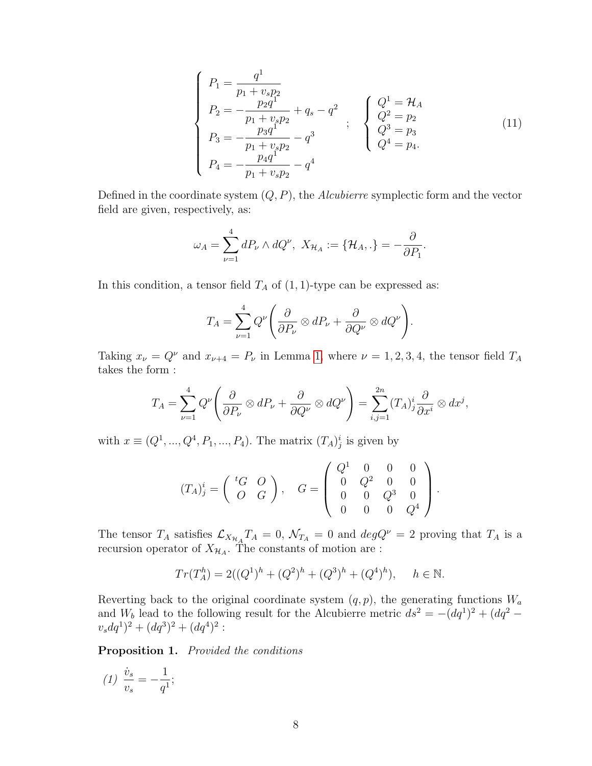$$
\left\{\begin{array}{l}
P_1 = \dfrac{q^1}{p_1 + v_s p_2} \\
P_2 = -\dfrac{p_2 q^1}{p_1 + v_s p_2} + q_s - q^2 \\
P_3 = -\dfrac{p_3 q^1}{p_1 + v_s p_2} - q^3 \\
P_4 = -\dfrac{p_4 q^1}{p_1 + v_s p_2} - q^4
\end{array}\right. \quad ; \quad
\left\{\begin{array}{l}
Q^1 = \mathcal{H}_A \\
Q^2 = p_2 \\
Q^3 = p_3 \\
Q^4 = p_4.
\end{array}\right. \tag{11}
$$

Defined in the coordinate system $(Q, P)$, the *Alcubierre* symplectic form and the vector field are given, respectively, as:

$$
\omega_A = \sum_{\nu=1}^{4} dP_\nu \wedge dQ^\nu, \; X_{\mathcal{H}_A} := \{\mathcal{H}_A, .\} = -\frac{\partial}{\partial P_1}.
$$

In this condition, a tensor field $T_A$ of $(1,1)$-type can be expressed as:

$$
T_A = \sum_{\nu=1}^{4} Q^\nu \left( \frac{\partial}{\partial P_\nu} \otimes dP_\nu + \frac{\partial}{\partial Q^\nu} \otimes dQ^\nu \right).
$$

Taking $x_\nu = Q^\nu$ and $x_{\nu+4} = P_\nu$ in Lemma 1, where $\nu = 1, 2, 3, 4$, the tensor field $T_A$ takes the form :

$$
T_A = \sum_{\nu=1}^{4} Q^\nu \left( \frac{\partial}{\partial P_\nu} \otimes dP_\nu + \frac{\partial}{\partial Q^\nu} \otimes dQ^\nu \right) = \sum_{i,j=1}^{2n} (T_A)^i_j \frac{\partial}{\partial x^i} \otimes dx^j,
$$

with $x \equiv (Q^1, ..., Q^4, P_1, ..., P_4)$. The matrix $(T_A)^i_j$ is given by

$$
(T_A)^i_j = \begin{pmatrix} {}^tG & O \\ O & G \end{pmatrix}, \quad G = \begin{pmatrix} Q^1 & 0 & 0 & 0 \\ 0 & Q^2 & 0 & 0 \\ 0 & 0 & Q^3 & 0 \\ 0 & 0 & 0 & Q^4 \end{pmatrix}.
$$

The tensor $T_A$ satisfies $\mathcal{L}_{X_{\mathcal{H}_A}} T_A = 0$, $\mathcal{N}_{T_A} = 0$ and $deg Q^\nu = 2$ proving that $T_A$ is a recursion operator of $X_{\mathcal{H}_A}$. The constants of motion are :

$$
Tr(T_A^h) = 2((Q^1)^h + (Q^2)^h + (Q^3)^h + (Q^4)^h), \quad h \in \mathbb{N}.
$$

Reverting back to the original coordinate system $(q, p)$, the generating functions $W_a$ and $W_b$ lead to the following result for the Alcubierre metric $ds^2 = -(dq^1)^2 + (dq^2 - v_s dq^1)^2 + (dq^3)^2 + (dq^4)^2$ :

**Proposition 1.** *Provided the conditions*

*(1)* $\dfrac{\dot{v}_s}{v_s} = -\dfrac{1}{q^1}$;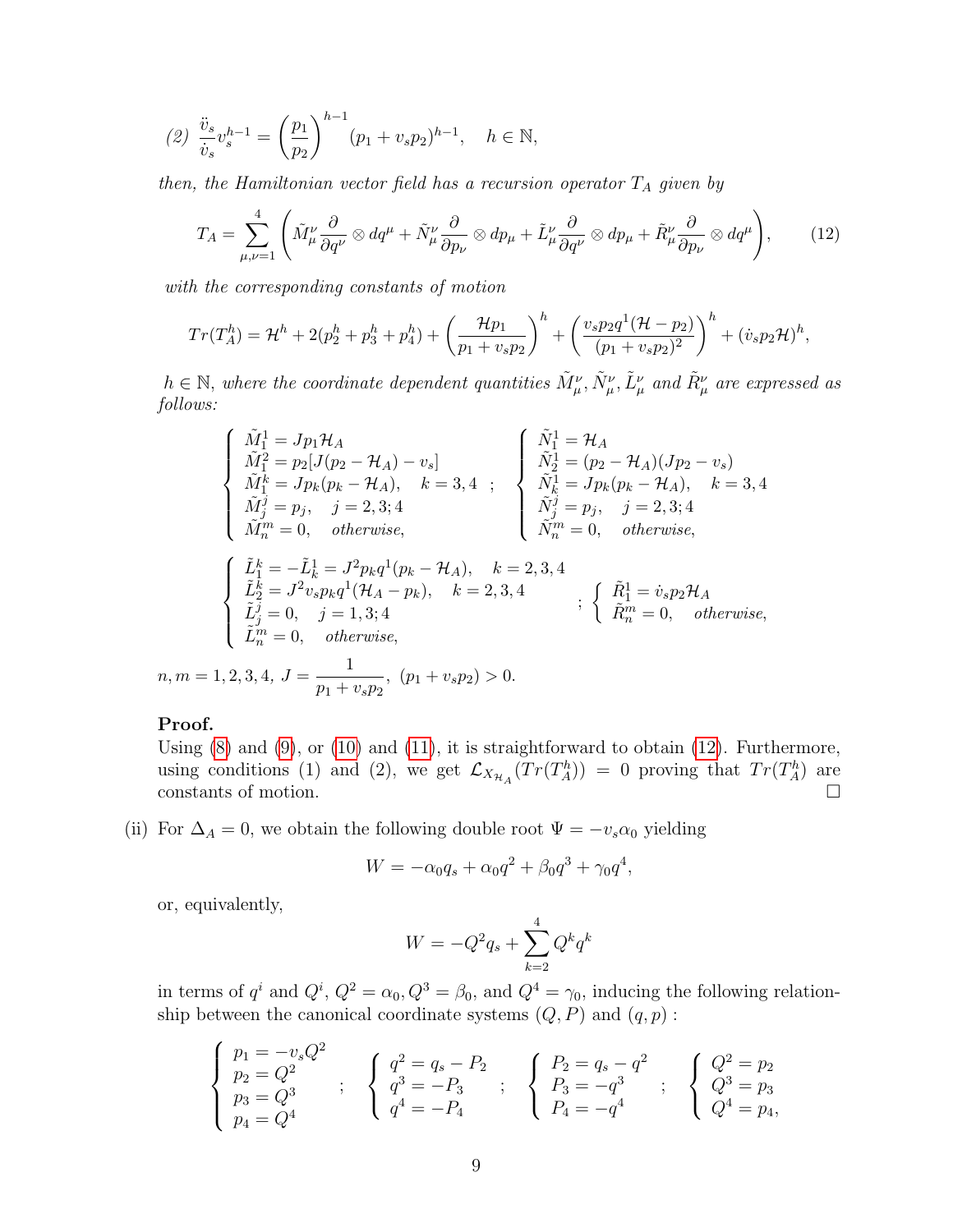*(2)* $\dfrac{\ddot{v}_s}{\dot{v}_s} v_s^{h-1} = \left(\dfrac{p_1}{p_2}\right)^{h-1} (p_1 + v_s p_2)^{h-1}, \quad h \in \mathbb{N},$

*then, the Hamiltonian vector field has a recursion operator $T_A$ given by*

$$T_A = \sum_{\mu,\nu=1}^{4} \left( \tilde{M}_\mu^\nu \frac{\partial}{\partial q^\nu} \otimes dq^\mu + \tilde{N}_\mu^\nu \frac{\partial}{\partial p_\nu} \otimes dp_\mu + \tilde{L}_\mu^\nu \frac{\partial}{\partial q^\nu} \otimes dp_\mu + \tilde{R}_\mu^\nu \frac{\partial}{\partial p_\nu} \otimes dq^\mu \right), \qquad (12)$$

*with the corresponding constants of motion*

$$Tr(T_A^h) = \mathcal{H}^h + 2(p_2^h + p_3^h + p_4^h) + \left( \frac{\mathcal{H} p_1}{p_1 + v_s p_2} \right)^h + \left( \frac{v_s p_2 q^1 (\mathcal{H} - p_2)}{(p_1 + v_s p_2)^2} \right)^h + (\dot{v}_s p_2 \mathcal{H})^h,$$

*$h \in \mathbb{N}$, where the coordinate dependent quantities $\tilde{M}_\mu^\nu, \tilde{N}_\mu^\nu, \tilde{L}_\mu^\nu$ and $\tilde{R}_\mu^\nu$ are expressed as follows:*

$$\begin{cases} \tilde{M}_1^1 = J p_1 \mathcal{H}_A \\ \tilde{M}_1^2 = p_2 [J(p_2 - \mathcal{H}_A) - v_s] \\ \tilde{M}_1^k = J p_k (p_k - \mathcal{H}_A), \quad k = 3, 4 \\ \tilde{M}_j^j = p_j, \quad j = 2, 3; 4 \\ \tilde{M}_n^m = 0, \quad \textit{otherwise}, \end{cases} ; \quad \begin{cases} \tilde{N}_1^1 = \mathcal{H}_A \\ \tilde{N}_2^1 = (p_2 - \mathcal{H}_A)(J p_2 - v_s) \\ \tilde{N}_k^1 = J p_k (p_k - \mathcal{H}_A), \quad k = 3, 4 \\ \tilde{N}_j^j = p_j, \quad j = 2, 3; 4 \\ \tilde{N}_n^m = 0, \quad \textit{otherwise}, \end{cases}$$

$$\begin{cases} \tilde{L}_1^k = -\tilde{L}_k^1 = J^2 p_k q^1 (p_k - \mathcal{H}_A), \quad k = 2, 3, 4 \\ \tilde{L}_2^k = J^2 v_s p_k q^1 (\mathcal{H}_A - p_k), \quad k = 2, 3, 4 \\ \tilde{L}_j^j = 0, \quad j = 1, 3; 4 \\ \tilde{L}_n^m = 0, \quad \textit{otherwise}, \end{cases} ; \quad \begin{cases} \tilde{R}_1^1 = \dot{v}_s p_2 \mathcal{H}_A \\ \tilde{R}_n^m = 0, \quad \textit{otherwise}, \end{cases}$$

$n, m = 1, 2, 3, 4,\ J = \dfrac{1}{p_1 + v_s p_2},\ (p_1 + v_s p_2) > 0.$

**Proof.**
Using (8) and (9), or (10) and (11), it is straightforward to obtain (12). Furthermore, using conditions (1) and (2), we get $\mathcal{L}_{X_{\mathcal{H}_A}}(Tr(T_A^h)) = 0$ proving that $Tr(T_A^h)$ are constants of motion. $\square$

(ii) For $\Delta_A = 0$, we obtain the following double root $\Psi = -v_s \alpha_0$ yielding

$$W = -\alpha_0 q_s + \alpha_0 q^2 + \beta_0 q^3 + \gamma_0 q^4,$$

or, equivalently,

$$W = -Q^2 q_s + \sum_{k=2}^{4} Q^k q^k$$

in terms of $q^i$ and $Q^i$, $Q^2 = \alpha_0, Q^3 = \beta_0$, and $Q^4 = \gamma_0$, inducing the following relationship between the canonical coordinate systems $(Q, P)$ and $(q, p)$ :

$$\begin{cases} p_1 = -v_s Q^2 \\ p_2 = Q^2 \\ p_3 = Q^3 \\ p_4 = Q^4 \end{cases} ; \quad \begin{cases} q^2 = q_s - P_2 \\ q^3 = -P_3 \\ q^4 = -P_4 \end{cases} ; \quad \begin{cases} P_2 = q_s - q^2 \\ P_3 = -q^3 \\ P_4 = -q^4 \end{cases} ; \quad \begin{cases} Q^2 = p_2 \\ Q^3 = p_3 \\ Q^4 = p_4, \end{cases}$$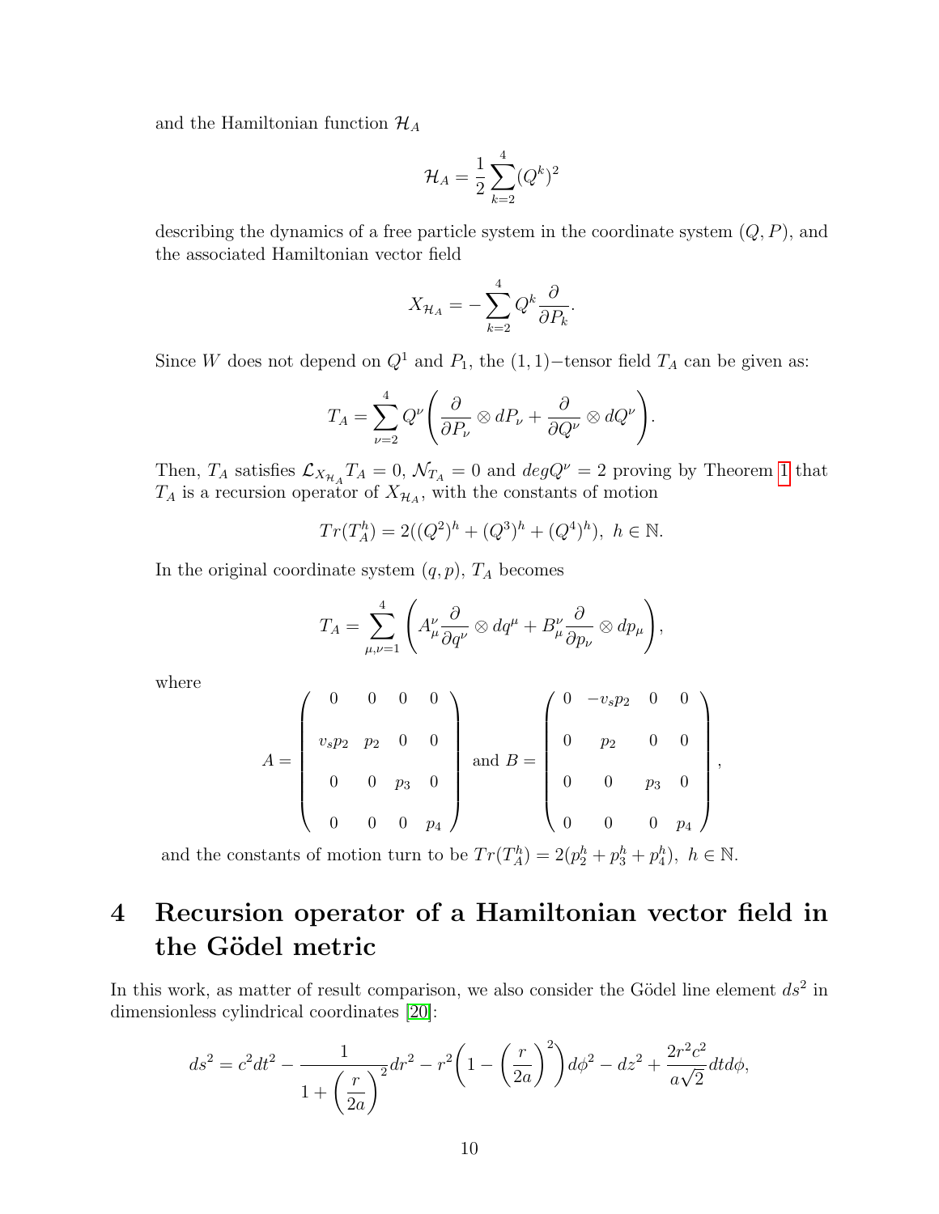and the Hamiltonian function $\mathcal{H}_A$

$$\mathcal{H}_A = \frac{1}{2}\sum_{k=2}^{4}(Q^k)^2$$

describing the dynamics of a free particle system in the coordinate system $(Q, P)$, and the associated Hamiltonian vector field

$$X_{\mathcal{H}_A} = -\sum_{k=2}^{4} Q^k \frac{\partial}{\partial P_k}.$$

Since $W$ does not depend on $Q^1$ and $P_1$, the $(1,1)-$tensor field $T_A$ can be given as:

$$T_A = \sum_{\nu=2}^{4} Q^\nu \left( \frac{\partial}{\partial P_\nu} \otimes dP_\nu + \frac{\partial}{\partial Q^\nu} \otimes dQ^\nu \right).$$

Then, $T_A$ satisfies $\mathcal{L}_{X_{\mathcal{H}_A}} T_A = 0$, $\mathcal{N}_{T_A} = 0$ and $deg Q^\nu = 2$ proving by Theorem 1 that $T_A$ is a recursion operator of $X_{\mathcal{H}_A}$, with the constants of motion

$$Tr(T_A^h) = 2((Q^2)^h + (Q^3)^h + (Q^4)^h), \; h \in \mathbb{N}.$$

In the original coordinate system $(q, p)$, $T_A$ becomes

$$T_A = \sum_{\mu,\nu=1}^{4} \left( A_\mu^\nu \frac{\partial}{\partial q^\nu} \otimes dq^\mu + B_\mu^\nu \frac{\partial}{\partial p_\nu} \otimes dp_\mu \right),$$

where

$$A = \begin{pmatrix} 0 & 0 & 0 & 0 \\ v_s p_2 & p_2 & 0 & 0 \\ 0 & 0 & p_3 & 0 \\ 0 & 0 & 0 & p_4 \end{pmatrix} \text{ and } B = \begin{pmatrix} 0 & -v_s p_2 & 0 & 0 \\ 0 & p_2 & 0 & 0 \\ 0 & 0 & p_3 & 0 \\ 0 & 0 & 0 & p_4 \end{pmatrix},$$

and the constants of motion turn to be $Tr(T_A^h) = 2(p_2^h + p_3^h + p_4^h), \; h \in \mathbb{N}$.

# 4 Recursion operator of a Hamiltonian vector field in the Gödel metric

In this work, as matter of result comparison, we also consider the Gödel line element $ds^2$ in dimensionless cylindrical coordinates [20]:

$$ds^2 = c^2 dt^2 - \frac{1}{1 + \left(\frac{r}{2a}\right)^2} dr^2 - r^2 \left(1 - \left(\frac{r}{2a}\right)^2\right) d\phi^2 - dz^2 + \frac{2r^2 c^2}{a\sqrt{2}} dt d\phi,$$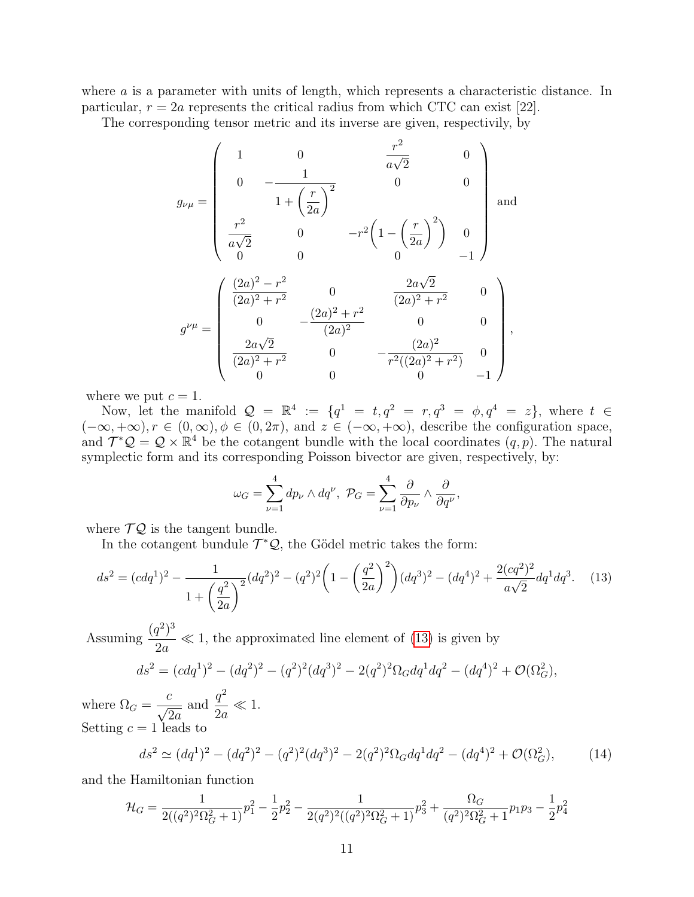where $a$ is a parameter with units of length, which represents a characteristic distance. In particular, $r = 2a$ represents the critical radius from which CTC can exist [22].

The corresponding tensor metric and its inverse are given, respectivily, by

$$
g_{\nu\mu} = \begin{pmatrix} 1 & 0 & \dfrac{r^2}{a\sqrt{2}} & 0 \\ 0 & -\dfrac{1}{1+\left(\dfrac{r}{2a}\right)^2} & 0 & 0 \\ \dfrac{r^2}{a\sqrt{2}} & 0 & -r^2\left(1-\left(\dfrac{r}{2a}\right)^2\right) & 0 \\ 0 & 0 & 0 & -1 \end{pmatrix} \text{ and}
$$

$$
g^{\nu\mu} = \begin{pmatrix} \dfrac{(2a)^2 - r^2}{(2a)^2 + r^2} & 0 & \dfrac{2a\sqrt{2}}{(2a)^2 + r^2} & 0 \\ 0 & -\dfrac{(2a)^2 + r^2}{(2a)^2} & 0 & 0 \\ \dfrac{2a\sqrt{2}}{(2a)^2 + r^2} & 0 & -\dfrac{(2a)^2}{r^2((2a)^2 + r^2)} & 0 \\ 0 & 0 & 0 & -1 \end{pmatrix},
$$

where we put $c = 1$.

Now, let the manifold $\mathcal{Q} = \mathbb{R}^4 := \{q^1 = t, q^2 = r, q^3 = \phi, q^4 = z\}$, where $t \in (-\infty, +\infty), r \in (0, \infty), \phi \in (0, 2\pi)$, and $z \in (-\infty, +\infty)$, describe the configuration space, and $\mathcal{T}^*\mathcal{Q} = \mathcal{Q} \times \mathbb{R}^4$ be the cotangent bundle with the local coordinates $(q, p)$. The natural symplectic form and its corresponding Poisson bivector are given, respectively, by:

$$
\omega_G = \sum_{\nu=1}^{4} dp_\nu \wedge dq^\nu, \ \mathcal{P}_G = \sum_{\nu=1}^{4} \frac{\partial}{\partial p_\nu} \wedge \frac{\partial}{\partial q^\nu},
$$

where $\mathcal{T}\mathcal{Q}$ is the tangent bundle.

In the cotangent bundule $\mathcal{T}^*\mathcal{Q}$, the Gödel metric takes the form:

$$
ds^2 = (cdq^1)^2 - \frac{1}{1+\left(\dfrac{q^2}{2a}\right)^2}(dq^2)^2 - (q^2)^2\left(1-\left(\frac{q^2}{2a}\right)^2\right)(dq^3)^2 - (dq^4)^2 + \frac{2(cq^2)^2}{a\sqrt{2}}dq^1dq^3. \tag{13}
$$

Assuming $\dfrac{(q^2)^3}{2a} \ll 1$, the approximated line element of (13) is given by

$$
ds^2 = (cdq^1)^2 - (dq^2)^2 - (q^2)^2(dq^3)^2 - 2(q^2)^2\Omega_G dq^1dq^2 - (dq^4)^2 + \mathcal{O}(\Omega_G^2),
$$

where $\Omega_G = \dfrac{c}{\sqrt{2a}}$ and $\dfrac{q^2}{2a} \ll 1$.

Setting $c = 1$ leads to

$$
ds^2 \simeq (dq^1)^2 - (dq^2)^2 - (q^2)^2(dq^3)^2 - 2(q^2)^2\Omega_G dq^1dq^2 - (dq^4)^2 + \mathcal{O}(\Omega_G^2), \tag{14}
$$

and the Hamiltonian function

$$
\mathcal{H}_G = \frac{1}{2((q^2)^2\Omega_G^2 + 1)}p_1^2 - \frac{1}{2}p_2^2 - \frac{1}{2(q^2)^2((q^2)^2\Omega_G^2 + 1)}p_3^2 + \frac{\Omega_G}{(q^2)^2\Omega_G^2 + 1}p_1p_3 - \frac{1}{2}p_4^2
$$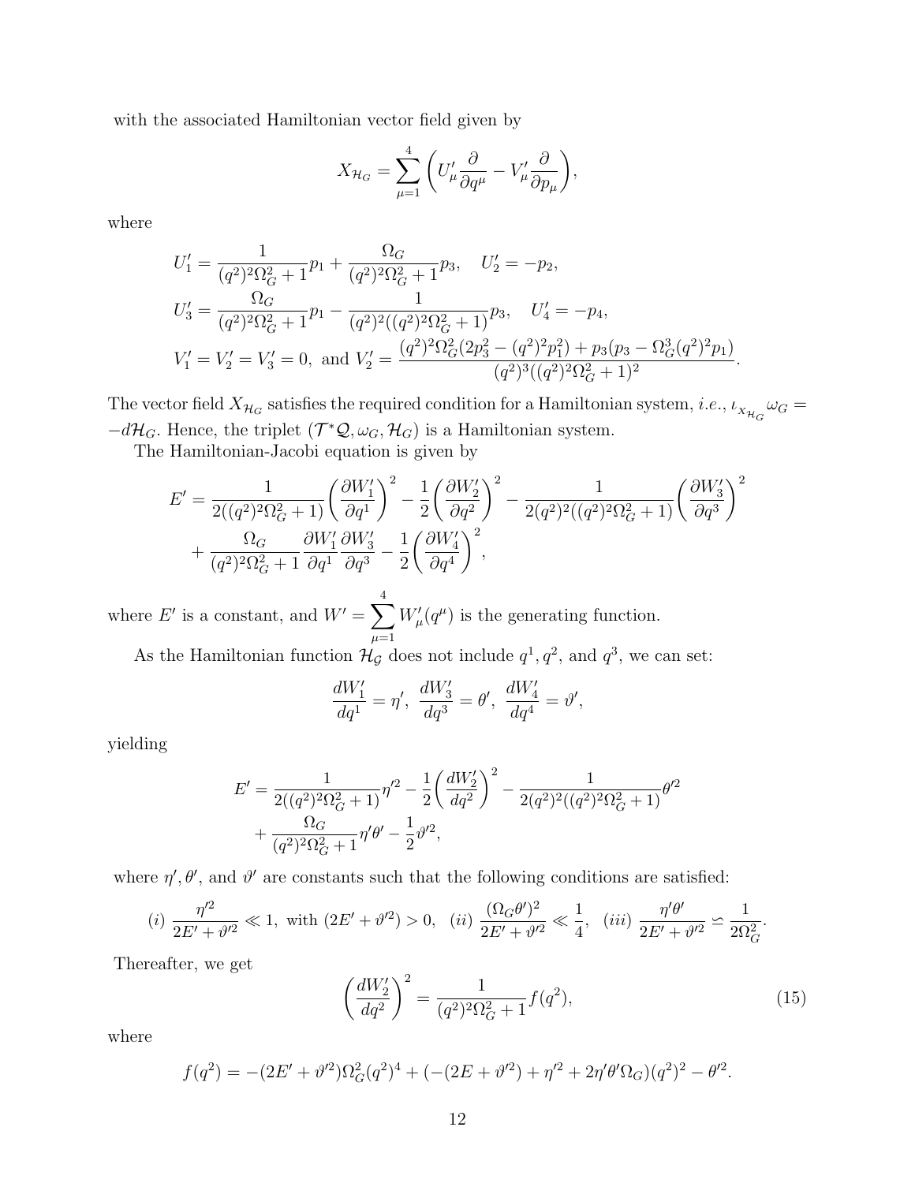with the associated Hamiltonian vector field given by

$$X_{\mathcal{H}_G} = \sum_{\mu=1}^{4} \left( U'_\mu \frac{\partial}{\partial q^\mu} - V'_\mu \frac{\partial}{\partial p_\mu} \right),$$

where

$$U'_1 = \frac{1}{(q^2)^2\Omega_G^2 + 1} p_1 + \frac{\Omega_G}{(q^2)^2\Omega_G^2 + 1} p_3, \quad U'_2 = -p_2,$$
$$U'_3 = \frac{\Omega_G}{(q^2)^2\Omega_G^2 + 1} p_1 - \frac{1}{(q^2)^2((q^2)^2\Omega_G^2 + 1)} p_3, \quad U'_4 = -p_4,$$
$$V'_1 = V'_2 = V'_3 = 0, \text{ and } V'_2 = \frac{(q^2)^2\Omega_G^2(2p_3^2 - (q^2)^2 p_1^2) + p_3(p_3 - \Omega_G^3 (q^2)^2 p_1)}{(q^2)^3((q^2)^2\Omega_G^2 + 1)^2}.$$

The vector field $X_{\mathcal{H}_G}$ satisfies the required condition for a Hamiltonian system, *i.e.*, $\iota_{X_{\mathcal{H}_G}}\omega_G = -d\mathcal{H}_G$. Hence, the triplet $(\mathcal{T}^*\mathcal{Q}, \omega_G, \mathcal{H}_G)$ is a Hamiltonian system.

The Hamiltonian-Jacobi equation is given by

$$\begin{aligned}
E' = &\frac{1}{2((q^2)^2\Omega_G^2 + 1)} \left( \frac{\partial W'_1}{\partial q^1} \right)^2 - \frac{1}{2} \left( \frac{\partial W'_2}{\partial q^2} \right)^2 - \frac{1}{2(q^2)^2((q^2)^2\Omega_G^2 + 1)} \left( \frac{\partial W'_3}{\partial q^3} \right)^2 \\
&+ \frac{\Omega_G}{(q^2)^2\Omega_G^2 + 1} \frac{\partial W'_1}{\partial q^1} \frac{\partial W'_3}{\partial q^3} - \frac{1}{2} \left( \frac{\partial W'_4}{\partial q^4} \right)^2,
\end{aligned}$$

where $E'$ is a constant, and $W' = \sum_{\mu=1}^{4} W'_\mu(q^\mu)$ is the generating function.

As the Hamiltonian function $\mathcal{H}_\mathcal{G}$ does not include $q^1, q^2$, and $q^3$, we can set:

$$\frac{dW'_1}{dq^1} = \eta', \ \frac{dW'_3}{dq^3} = \theta', \ \frac{dW'_4}{dq^4} = \vartheta',$$

yielding

$$\begin{aligned}
E' = &\frac{1}{2((q^2)^2\Omega_G^2 + 1)} \eta'^2 - \frac{1}{2} \left( \frac{dW'_2}{dq^2} \right)^2 - \frac{1}{2(q^2)^2((q^2)^2\Omega_G^2 + 1)} \theta'^2 \\
&+ \frac{\Omega_G}{(q^2)^2\Omega_G^2 + 1} \eta'\theta' - \frac{1}{2}\vartheta'^2,
\end{aligned}$$

where $\eta', \theta'$, and $\vartheta'$ are constants such that the following conditions are satisfied:

$$(i) \ \frac{\eta'^2}{2E' + \vartheta'^2} \ll 1, \text{ with } (2E' + \vartheta'^2) > 0, \quad (ii) \ \frac{(\Omega_G\theta')^2}{2E' + \vartheta'^2} \ll \frac{1}{4}, \quad (iii) \ \frac{\eta'\theta'}{2E' + \vartheta'^2} \backsimeq \frac{1}{2\Omega_G^2}.$$

Thereafter, we get

$$\left( \frac{dW'_2}{dq^2} \right)^2 = \frac{1}{(q^2)^2\Omega_G^2 + 1} f(q^2), \tag{15}$$

where

$$f(q^2) = -(2E' + \vartheta'^2)\Omega_G^2 (q^2)^4 + (-(2E + \vartheta'^2) + \eta'^2 + 2\eta'\theta'\Omega_G)(q^2)^2 - \theta'^2.$$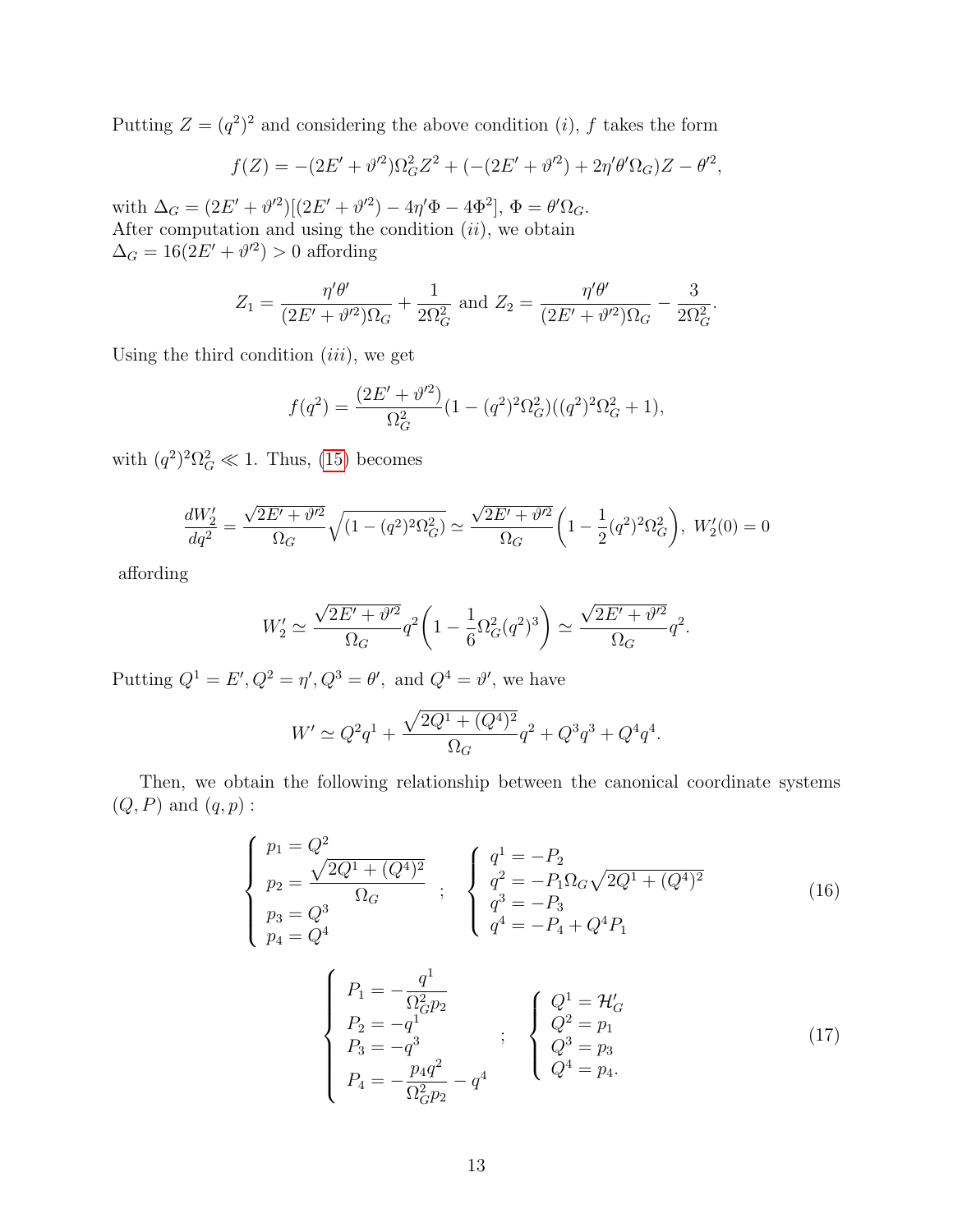Putting $Z = (q^2)^2$ and considering the above condition $(i)$, $f$ takes the form

$$f(Z) = -(2E' + \vartheta'^2)\Omega_G^2 Z^2 + (-(2E' + \vartheta'^2) + 2\eta'\theta'\Omega_G)Z - \theta'^2,$$

with $\Delta_G = (2E' + \vartheta'^2)[(2E' + \vartheta'^2) - 4\eta'\Phi - 4\Phi^2]$, $\Phi = \theta'\Omega_G$.
After computation and using the condition $(ii)$, we obtain
$\Delta_G = 16(2E' + \vartheta'^2) > 0$ affording

$$Z_1 = \frac{\eta'\theta'}{(2E' + \vartheta'^2)\Omega_G} + \frac{1}{2\Omega_G^2} \text{ and } Z_2 = \frac{\eta'\theta'}{(2E' + \vartheta'^2)\Omega_G} - \frac{3}{2\Omega_G^2}.$$

Using the third condition $(iii)$, we get

$$f(q^2) = \frac{(2E' + \vartheta'^2)}{\Omega_G^2}(1 - (q^2)^2\Omega_G^2)((q^2)^2\Omega_G^2 + 1),$$

with $(q^2)^2\Omega_G^2 \ll 1$. Thus, (15) becomes

$$\frac{dW_2'}{dq^2} = \frac{\sqrt{2E' + \vartheta'^2}}{\Omega_G}\sqrt{(1 - (q^2)^2\Omega_G^2)} \simeq \frac{\sqrt{2E' + \vartheta'^2}}{\Omega_G}\left(1 - \frac{1}{2}(q^2)^2\Omega_G^2\right),\ W_2'(0) = 0$$

affording

$$W_2' \simeq \frac{\sqrt{2E' + \vartheta'^2}}{\Omega_G}q^2\left(1 - \frac{1}{6}\Omega_G^2(q^2)^3\right) \simeq \frac{\sqrt{2E' + \vartheta'^2}}{\Omega_G}q^2.$$

Putting $Q^1 = E', Q^2 = \eta', Q^3 = \theta',$ and $Q^4 = \vartheta'$, we have

$$W' \simeq Q^2q^1 + \frac{\sqrt{2Q^1 + (Q^4)^2}}{\Omega_G}q^2 + Q^3q^3 + Q^4q^4.$$

Then, we obtain the following relationship between the canonical coordinate systems $(Q, P)$ and $(q, p)$ :

$$\left\{\begin{array}{l} p_1 = Q^2 \\ p_2 = \dfrac{\sqrt{2Q^1 + (Q^4)^2}}{\Omega_G} \\ p_3 = Q^3 \\ p_4 = Q^4 \end{array}\right. ; \quad \left\{\begin{array}{l} q^1 = -P_2 \\ q^2 = -P_1\Omega_G\sqrt{2Q^1 + (Q^4)^2} \\ q^3 = -P_3 \\ q^4 = -P_4 + Q^4P_1 \end{array}\right. \tag{16}$$

$$\left\{\begin{array}{l} P_1 = -\dfrac{q^1}{\Omega_G^2 p_2} \\ P_2 = -q^1 \\ P_3 = -q^3 \\ P_4 = -\dfrac{p_4 q^2}{\Omega_G^2 p_2} - q^4 \end{array}\right. ; \quad \left\{\begin{array}{l} Q^1 = \mathcal{H}_G' \\ Q^2 = p_1 \\ Q^3 = p_3 \\ Q^4 = p_4. \end{array}\right. \tag{17}$$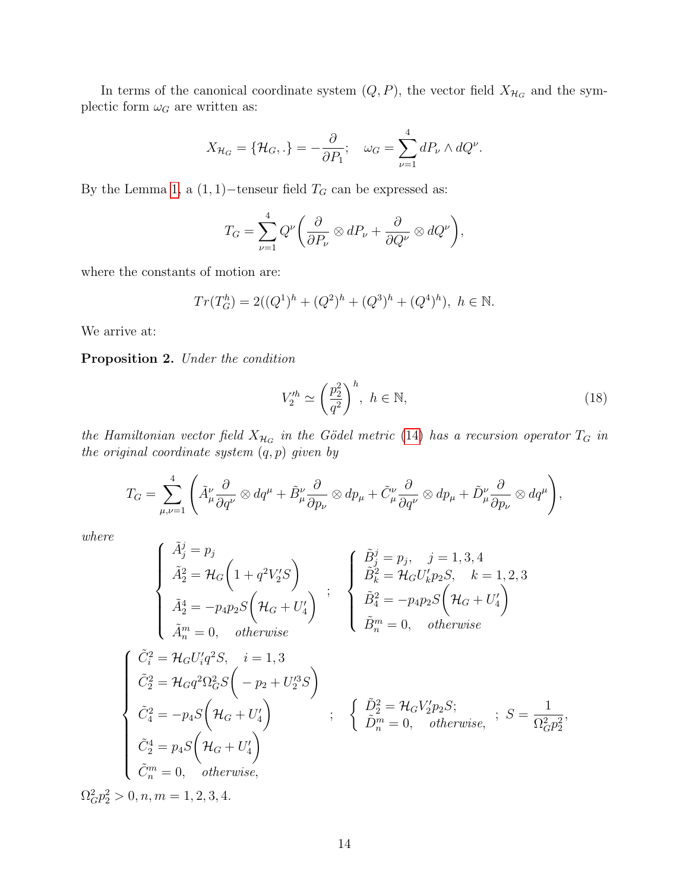In terms of the canonical coordinate system $(Q, P)$, the vector field $X_{\mathcal{H}_G}$ and the symplectic form $\omega_G$ are written as:

$$X_{\mathcal{H}_G} = \{\mathcal{H}_G, .\} = -\frac{\partial}{\partial P_1}; \quad \omega_G = \sum_{\nu=1}^{4} dP_\nu \wedge dQ^\nu.$$

By the Lemma 1, a $(1,1)-$tenseur field $T_G$ can be expressed as:

$$T_G = \sum_{\nu=1}^{4} Q^\nu \left( \frac{\partial}{\partial P_\nu} \otimes dP_\nu + \frac{\partial}{\partial Q^\nu} \otimes dQ^\nu \right),$$

where the constants of motion are:

$$Tr(T_G^h) = 2((Q^1)^h + (Q^2)^h + (Q^3)^h + (Q^4)^h), \ h \in \mathbb{N}.$$

We arrive at:

**Proposition 2.** *Under the condition*

$$V_2'^h \simeq \left( \frac{p_2^2}{q^2} \right)^h, \ h \in \mathbb{N}, \tag{18}$$

*the Hamiltonian vector field $X_{\mathcal{H}_G}$ in the Gödel metric (14) has a recursion operator $T_G$ in the original coordinate system $(q, p)$ given by*

$$T_G = \sum_{\mu,\nu=1}^{4} \left( \tilde{A}_\mu^\nu \frac{\partial}{\partial q^\nu} \otimes dq^\mu + \tilde{B}_\mu^\nu \frac{\partial}{\partial p_\nu} \otimes dp_\mu + \tilde{C}_\mu^\nu \frac{\partial}{\partial q^\nu} \otimes dp_\mu + \tilde{D}_\mu^\nu \frac{\partial}{\partial p_\nu} \otimes dq^\mu \right),$$

*where*

$$\begin{cases} \tilde{A}_j^j = p_j \\ \tilde{A}_2^2 = \mathcal{H}_G \Big( 1 + q^2 V_2' S \Big) \\ \tilde{A}_2^4 = -p_4 p_2 S \Big( \mathcal{H}_G + U_4' \Big) \\ \tilde{A}_n^m = 0, \quad \textit{otherwise} \end{cases} ; \quad \begin{cases} \tilde{B}_j^j = p_j, \quad j = 1, 3, 4 \\ \tilde{B}_k^2 = \mathcal{H}_G U_k' p_2 S, \quad k = 1, 2, 3 \\ \tilde{B}_4^2 = -p_4 p_2 S \Big( \mathcal{H}_G + U_4' \Big) \\ \tilde{B}_n^m = 0, \quad \textit{otherwise} \end{cases}$$

$$\begin{cases} \tilde{C}_i^2 = \mathcal{H}_G U_i' q^2 S, \quad i = 1, 3 \\ \tilde{C}_2^2 = \mathcal{H}_G q^2 \Omega_G^2 S \Big( -p_2 + U_2'^3 S \Big) \\ \tilde{C}_4^2 = -p_4 S \Big( \mathcal{H}_G + U_4' \Big) \\ \tilde{C}_2^4 = p_4 S \Big( \mathcal{H}_G + U_4' \Big) \\ \tilde{C}_n^m = 0, \quad \textit{otherwise}, \end{cases} ; \quad \begin{cases} \tilde{D}_2^2 = \mathcal{H}_G V_2' p_2 S; \\ \tilde{D}_n^m = 0, \quad \textit{otherwise}, \end{cases} ; \ S = \frac{1}{\Omega_G^2 p_2^2},$$

$\Omega_G^2 p_2^2 > 0, n, m = 1, 2, 3, 4.$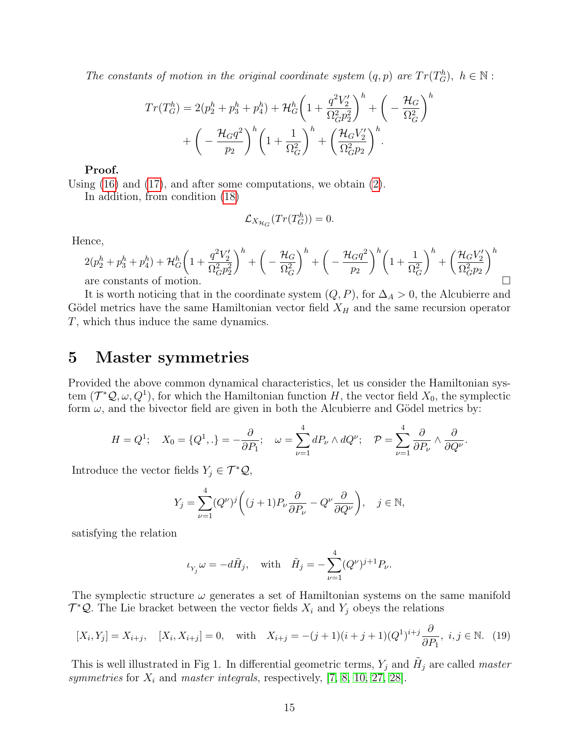*The constants of motion in the original coordinate system* $(q, p)$ *are* $Tr(T_G^h),\ h \in \mathbb{N}:$

$$Tr(T_G^h) = 2(p_2^h + p_3^h + p_4^h) + \mathcal{H}_G^h\bigg(1 + \frac{q^2 V_2'}{\Omega_G^2 p_2^2}\bigg)^h + \bigg(-\frac{\mathcal{H}_G}{\Omega_G^2}\bigg)^h$$
$$+ \bigg(-\frac{\mathcal{H}_G q^2}{p_2}\bigg)^h\bigg(1 + \frac{1}{\Omega_G^2}\bigg)^h + \bigg(\frac{\mathcal{H}_G V_2'}{\Omega_G^2 p_2}\bigg)^h.$$

**Proof.**
Using (16) and (17), and after some computations, we obtain (2).
In addition, from condition (18)

$$\mathcal{L}_{X_{\mathcal{H}_G}}(Tr(T_G^h)) = 0.$$

Hence,

$$2(p_2^h + p_3^h + p_4^h) + \mathcal{H}_G^h\bigg(1 + \frac{q^2 V_2'}{\Omega_G^2 p_2^2}\bigg)^h + \bigg(-\frac{\mathcal{H}_G}{\Omega_G^2}\bigg)^h + \bigg(-\frac{\mathcal{H}_G q^2}{p_2}\bigg)^h\bigg(1 + \frac{1}{\Omega_G^2}\bigg)^h + \bigg(\frac{\mathcal{H}_G V_2'}{\Omega_G^2 p_2}\bigg)^h$$

are constants of motion. □

It is worth noticing that in the coordinate system $(Q, P)$, for $\Delta_A > 0$, the Alcubierre and Gödel metrics have the same Hamiltonian vector field $X_H$ and the same recursion operator $T$, which thus induce the same dynamics.

## 5 Master symmetries

Provided the above common dynamical characteristics, let us consider the Hamiltonian system $(\mathcal{T}^*\mathcal{Q}, \omega, Q^1)$, for which the Hamiltonian function $H$, the vector field $X_0$, the symplectic form $\omega$, and the bivector field are given in both the Alcubierre and Gödel metrics by:

$$H = Q^1; \quad X_0 = \{Q^1, .\} = -\frac{\partial}{\partial P_1}; \quad \omega = \sum_{\nu=1}^{4} dP_\nu \wedge dQ^\nu; \quad \mathcal{P} = \sum_{\nu=1}^{4} \frac{\partial}{\partial P_\nu} \wedge \frac{\partial}{\partial Q^\nu}.$$

Introduce the vector fields $Y_j \in \mathcal{T}^*\mathcal{Q}$,

$$Y_j = \sum_{\nu=1}^{4} (Q^\nu)^j\bigg((j+1)P_\nu \frac{\partial}{\partial P_\nu} - Q^\nu \frac{\partial}{\partial Q^\nu}\bigg), \quad j \in \mathbb{N},$$

satisfying the relation

$$\iota_{Y_j}\omega = -d\tilde{H}_j, \quad \text{with} \quad \tilde{H}_j = -\sum_{\nu=1}^{4} (Q^\nu)^{j+1} P_\nu.$$

The symplectic structure $\omega$ generates a set of Hamiltonian systems on the same manifold $\mathcal{T}^*\mathcal{Q}$. The Lie bracket between the vector fields $X_i$ and $Y_j$ obeys the relations

$$[X_i, Y_j] = X_{i+j}, \quad [X_i, X_{i+j}] = 0, \quad \text{with} \quad X_{i+j} = -(j+1)(i+j+1)(Q^1)^{i+j}\frac{\partial}{\partial P_1},\ i, j \in \mathbb{N}. \quad (19)$$

This is well illustrated in Fig 1. In differential geometric terms, $Y_j$ and $\tilde{H}_j$ are called *master symmetries* for $X_i$ and *master integrals*, respectively, [7, 8, 10, 27, 28].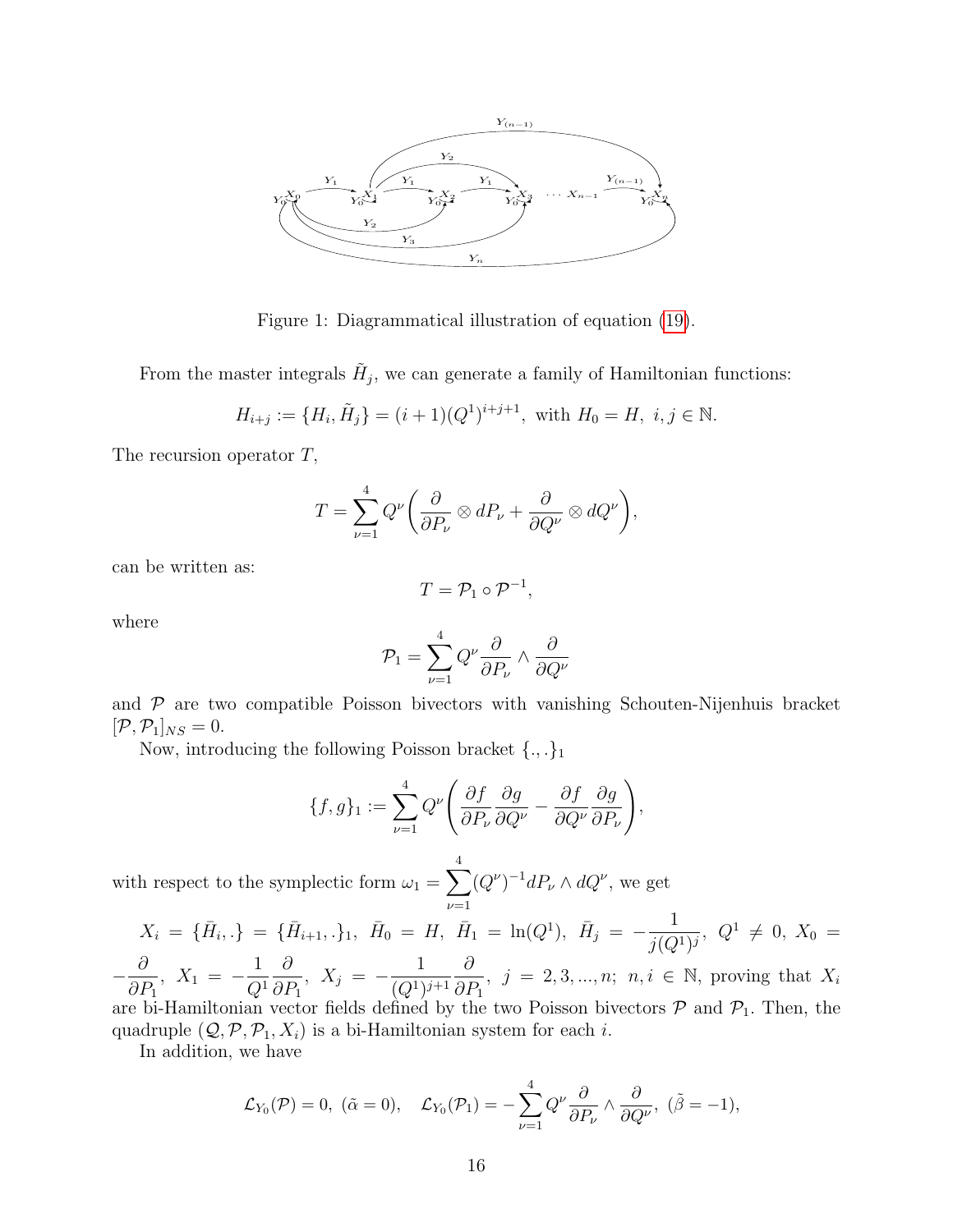Figure 1: Diagrammatical illustration of equation (19).

From the master integrals $\tilde{H}_j$, we can generate a family of Hamiltonian functions:

$$H_{i+j} := \{H_i, \tilde{H}_j\} = (i+1)(Q^1)^{i+j+1}, \text{ with } H_0 = H, \; i, j \in \mathbb{N}.$$

The recursion operator $T$,

$$T = \sum_{\nu=1}^{4} Q^\nu \left( \frac{\partial}{\partial P_\nu} \otimes dP_\nu + \frac{\partial}{\partial Q^\nu} \otimes dQ^\nu \right),$$

can be written as:

$$T = \mathcal{P}_1 \circ \mathcal{P}^{-1},$$

where

$$\mathcal{P}_1 = \sum_{\nu=1}^{4} Q^\nu \frac{\partial}{\partial P_\nu} \wedge \frac{\partial}{\partial Q^\nu}$$

and $\mathcal{P}$ are two compatible Poisson bivectors with vanishing Schouten-Nijenhuis bracket $[\mathcal{P}, \mathcal{P}_1]_{NS} = 0$.

Now, introducing the following Poisson bracket $\{.,.\}_1$

$$\{f, g\}_1 := \sum_{\nu=1}^{4} Q^\nu \left( \frac{\partial f}{\partial P_\nu} \frac{\partial g}{\partial Q^\nu} - \frac{\partial f}{\partial Q^\nu} \frac{\partial g}{\partial P_\nu} \right),$$

with respect to the symplectic form $\omega_1 = \sum_{\nu=1}^{4} (Q^\nu)^{-1} dP_\nu \wedge dQ^\nu$, we get

$X_i = \{\bar{H}_i, .\} = \{\bar{H}_{i+1}, .\}_1$, $\bar{H}_0 = H$, $\bar{H}_1 = \ln(Q^1)$, $\bar{H}_j = -\dfrac{1}{j(Q^1)^j}$, $Q^1 \neq 0$, $X_0 = -\dfrac{\partial}{\partial P_1}$, $X_1 = -\dfrac{1}{Q^1} \dfrac{\partial}{\partial P_1}$, $X_j = -\dfrac{1}{(Q^1)^{j+1}} \dfrac{\partial}{\partial P_1}$, $j = 2, 3, ..., n$; $n, i \in \mathbb{N}$, proving that $X_i$ are bi-Hamiltonian vector fields defined by the two Poisson bivectors $\mathcal{P}$ and $\mathcal{P}_1$. Then, the quadruple $(\mathcal{Q}, \mathcal{P}, \mathcal{P}_1, X_i)$ is a bi-Hamiltonian system for each $i$.

In addition, we have

$$\mathcal{L}_{Y_0}(\mathcal{P}) = 0, \; (\tilde{\alpha} = 0), \quad \mathcal{L}_{Y_0}(\mathcal{P}_1) = -\sum_{\nu=1}^{4} Q^\nu \frac{\partial}{\partial P_\nu} \wedge \frac{\partial}{\partial Q^\nu}, \; (\tilde{\beta} = -1),$$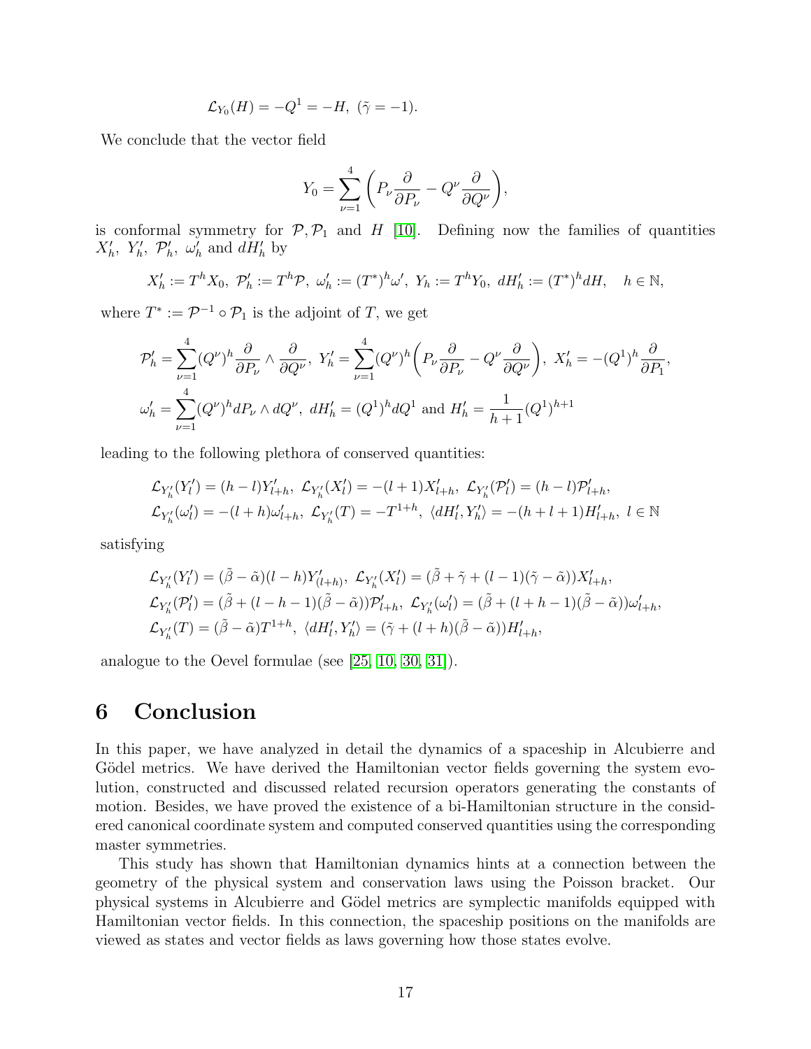$$\mathcal{L}_{Y_0}(H) = -Q^1 = -H, \; (\tilde{\gamma} = -1).$$

We conclude that the vector field

$$Y_0 = \sum_{\nu=1}^{4} \left( P_\nu \frac{\partial}{\partial P_\nu} - Q^\nu \frac{\partial}{\partial Q^\nu} \right),$$

is conformal symmetry for $\mathcal{P}, \mathcal{P}_1$ and $H$ [10]. Defining now the families of quantities $X'_h$, $Y'_h$, $\mathcal{P}'_h$, $\omega'_h$ and $dH'_h$ by

$$X'_h := T^h X_0, \; \mathcal{P}'_h := T^h \mathcal{P}, \; \omega'_h := (T^*)^h \omega', \; Y_h := T^h Y_0, \; dH'_h := (T^*)^h dH, \quad h \in \mathbb{N},$$

where $T^* := \mathcal{P}^{-1} \circ \mathcal{P}_1$ is the adjoint of $T$, we get

$$\mathcal{P}'_h = \sum_{\nu=1}^{4} (Q^\nu)^h \frac{\partial}{\partial P_\nu} \wedge \frac{\partial}{\partial Q^\nu}, \; Y'_h = \sum_{\nu=1}^{4} (Q^\nu)^h \left( P_\nu \frac{\partial}{\partial P_\nu} - Q^\nu \frac{\partial}{\partial Q^\nu} \right), \; X'_h = -(Q^1)^h \frac{\partial}{\partial P_1},$$

$$\omega'_h = \sum_{\nu=1}^{4} (Q^\nu)^h dP_\nu \wedge dQ^\nu, \; dH'_h = (Q^1)^h dQ^1 \text{ and } H'_h = \frac{1}{h+1} (Q^1)^{h+1}$$

leading to the following plethora of conserved quantities:

$$\mathcal{L}_{Y'_h}(Y'_l) = (h-l) Y'_{l+h}, \; \mathcal{L}_{Y'_h}(X'_l) = -(l+1) X'_{l+h}, \; \mathcal{L}_{Y'_h}(\mathcal{P}'_l) = (h-l) \mathcal{P}'_{l+h},$$
$$\mathcal{L}_{Y'_h}(\omega'_l) = -(l+h) \omega'_{l+h}, \; \mathcal{L}_{Y'_h}(T) = -T^{1+h}, \; \langle dH'_l, Y'_h \rangle = -(h+l+1) H'_{l+h}, \; l \in \mathbb{N}$$

satisfying

$$\mathcal{L}_{Y'_h}(Y'_l) = (\tilde{\beta} - \tilde{\alpha})(l-h) Y'_{(l+h)}, \; \mathcal{L}_{Y'_h}(X'_l) = (\tilde{\beta} + \tilde{\gamma} + (l-1)(\tilde{\gamma} - \tilde{\alpha})) X'_{l+h},$$
$$\mathcal{L}_{Y'_h}(\mathcal{P}'_l) = (\tilde{\beta} + (l-h-1)(\tilde{\beta} - \tilde{\alpha})) \mathcal{P}'_{l+h}, \; \mathcal{L}_{Y'_h}(\omega'_l) = (\tilde{\beta} + (l+h-1)(\tilde{\beta} - \tilde{\alpha})) \omega'_{l+h},$$
$$\mathcal{L}_{Y'_h}(T) = (\tilde{\beta} - \tilde{\alpha}) T^{1+h}, \; \langle dH'_l, Y'_h \rangle = (\tilde{\gamma} + (l+h)(\tilde{\beta} - \tilde{\alpha})) H'_{l+h},$$

analogue to the Oevel formulae (see [25, 10, 30, 31]).

# 6 Conclusion

In this paper, we have analyzed in detail the dynamics of a spaceship in Alcubierre and Gödel metrics. We have derived the Hamiltonian vector fields governing the system evolution, constructed and discussed related recursion operators generating the constants of motion. Besides, we have proved the existence of a bi-Hamiltonian structure in the considered canonical coordinate system and computed conserved quantities using the corresponding master symmetries.

This study has shown that Hamiltonian dynamics hints at a connection between the geometry of the physical system and conservation laws using the Poisson bracket. Our physical systems in Alcubierre and Gödel metrics are symplectic manifolds equipped with Hamiltonian vector fields. In this connection, the spaceship positions on the manifolds are viewed as states and vector fields as laws governing how those states evolve.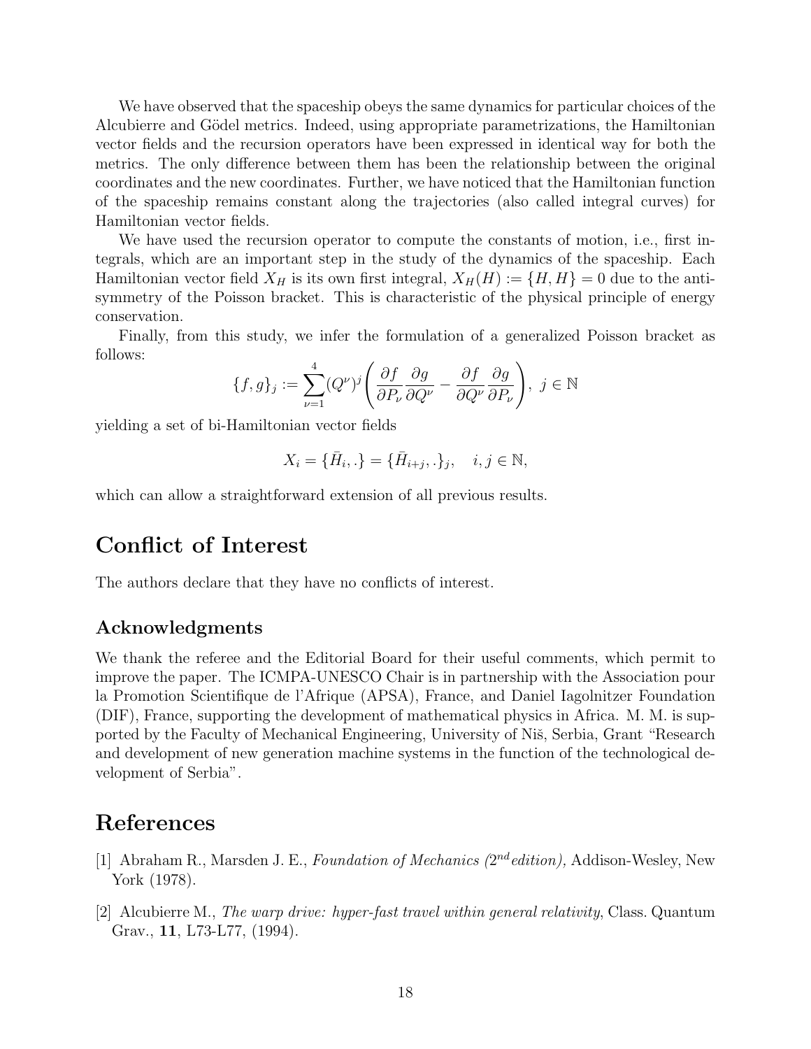We have observed that the spaceship obeys the same dynamics for particular choices of the Alcubierre and Gödel metrics. Indeed, using appropriate parametrizations, the Hamiltonian vector fields and the recursion operators have been expressed in identical way for both the metrics. The only difference between them has been the relationship between the original coordinates and the new coordinates. Further, we have noticed that the Hamiltonian function of the spaceship remains constant along the trajectories (also called integral curves) for Hamiltonian vector fields.

We have used the recursion operator to compute the constants of motion, i.e., first integrals, which are an important step in the study of the dynamics of the spaceship. Each Hamiltonian vector field $X_H$ is its own first integral, $X_H(H) := \{H, H\} = 0$ due to the antisymmetry of the Poisson bracket. This is characteristic of the physical principle of energy conservation.

Finally, from this study, we infer the formulation of a generalized Poisson bracket as follows:

$$\{f, g\}_j := \sum_{\nu=1}^{4} (Q^\nu)^j \left( \frac{\partial f}{\partial P_\nu} \frac{\partial g}{\partial Q^\nu} - \frac{\partial f}{\partial Q^\nu} \frac{\partial g}{\partial P_\nu} \right), \ j \in \mathbb{N}$$

yielding a set of bi-Hamiltonian vector fields

$$X_i = \{\bar{H}_i, .\} = \{\bar{H}_{i+j}, .\}_j, \quad i, j \in \mathbb{N},$$

which can allow a straightforward extension of all previous results.

# Conflict of Interest

The authors declare that they have no conflicts of interest.

## Acknowledgments

We thank the referee and the Editorial Board for their useful comments, which permit to improve the paper. The ICMPA-UNESCO Chair is in partnership with the Association pour la Promotion Scientifique de l'Afrique (APSA), France, and Daniel Iagolnitzer Foundation (DIF), France, supporting the development of mathematical physics in Africa. M. M. is supported by the Faculty of Mechanical Engineering, University of Niš, Serbia, Grant "Research and development of new generation machine systems in the function of the technological development of Serbia".

# References

[1] Abraham R., Marsden J. E., *Foundation of Mechanics ($2^{nd}$ edition),* Addison-Wesley, New York (1978).

[2] Alcubierre M., *The warp drive: hyper-fast travel within general relativity*, Class. Quantum Grav., **11**, L73-L77, (1994).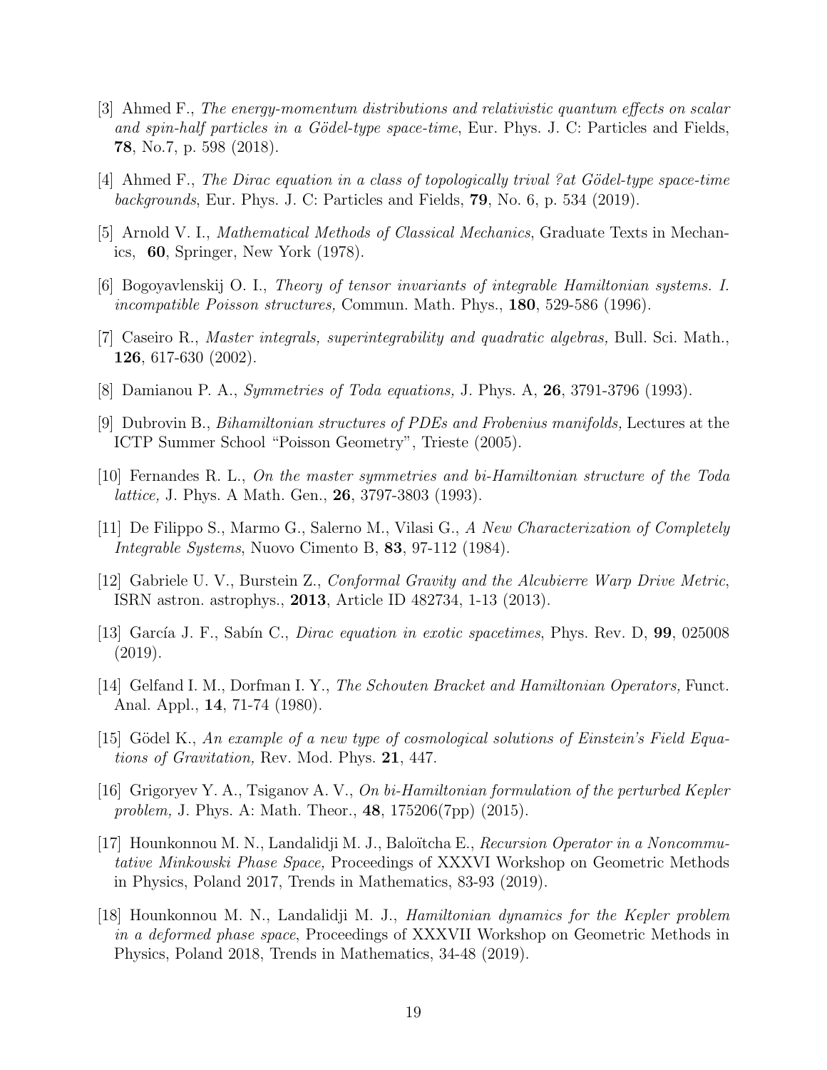[3] Ahmed F., *The energy-momentum distributions and relativistic quantum effects on scalar and spin-half particles in a Gödel-type space-time*, Eur. Phys. J. C: Particles and Fields, **78**, No.7, p. 598 (2018).

[4] Ahmed F., *The Dirac equation in a class of topologically trival ?at Gödel-type space-time backgrounds*, Eur. Phys. J. C: Particles and Fields, **79**, No. 6, p. 534 (2019).

[5] Arnold V. I., *Mathematical Methods of Classical Mechanics*, Graduate Texts in Mechanics, **60**, Springer, New York (1978).

[6] Bogoyavlenskij O. I., *Theory of tensor invariants of integrable Hamiltonian systems. I. incompatible Poisson structures,* Commun. Math. Phys., **180**, 529-586 (1996).

[7] Caseiro R., *Master integrals, superintegrability and quadratic algebras,* Bull. Sci. Math., **126**, 617-630 (2002).

[8] Damianou P. A., *Symmetries of Toda equations,* J. Phys. A, **26**, 3791-3796 (1993).

[9] Dubrovin B., *Bihamiltonian structures of PDEs and Frobenius manifolds,* Lectures at the ICTP Summer School "Poisson Geometry", Trieste (2005).

[10] Fernandes R. L., *On the master symmetries and bi-Hamiltonian structure of the Toda lattice,* J. Phys. A Math. Gen., **26**, 3797-3803 (1993).

[11] De Filippo S., Marmo G., Salerno M., Vilasi G., *A New Characterization of Completely Integrable Systems*, Nuovo Cimento B, **83**, 97-112 (1984).

[12] Gabriele U. V., Burstein Z., *Conformal Gravity and the Alcubierre Warp Drive Metric*, ISRN astron. astrophys., **2013**, Article ID 482734, 1-13 (2013).

[13] García J. F., Sabín C., *Dirac equation in exotic spacetimes*, Phys. Rev. D, **99**, 025008 (2019).

[14] Gelfand I. M., Dorfman I. Y., *The Schouten Bracket and Hamiltonian Operators,* Funct. Anal. Appl., **14**, 71-74 (1980).

[15] Gödel K., *An example of a new type of cosmological solutions of Einstein's Field Equations of Gravitation,* Rev. Mod. Phys. **21**, 447.

[16] Grigoryev Y. A., Tsiganov A. V., *On bi-Hamiltonian formulation of the perturbed Kepler problem,* J. Phys. A: Math. Theor., **48**, 175206(7pp) (2015).

[17] Hounkonnou M. N., Landalidji M. J., Baloïtcha E., *Recursion Operator in a Noncommutative Minkowski Phase Space,* Proceedings of XXXVI Workshop on Geometric Methods in Physics, Poland 2017, Trends in Mathematics, 83-93 (2019).

[18] Hounkonnou M. N., Landalidji M. J., *Hamiltonian dynamics for the Kepler problem in a deformed phase space*, Proceedings of XXXVII Workshop on Geometric Methods in Physics, Poland 2018, Trends in Mathematics, 34-48 (2019).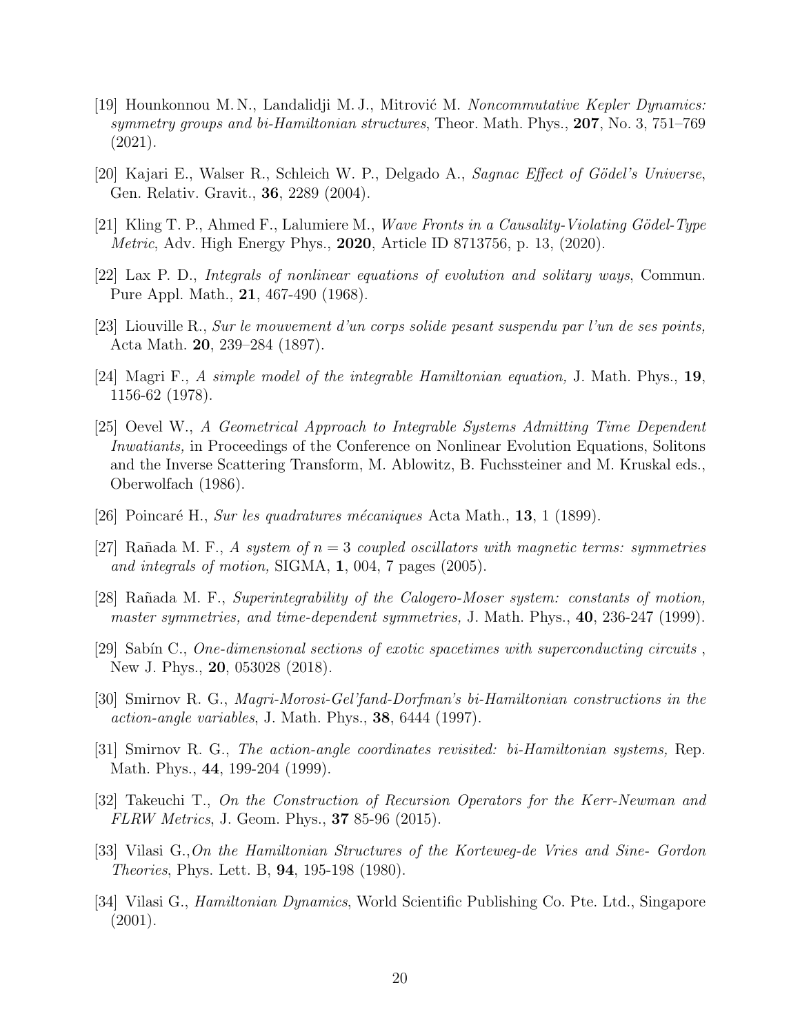[19] Hounkonnou M. N., Landalidji M. J., Mitrović M. *Noncommutative Kepler Dynamics: symmetry groups and bi-Hamiltonian structures*, Theor. Math. Phys., **207**, No. 3, 751–769 (2021).

[20] Kajari E., Walser R., Schleich W. P., Delgado A., *Sagnac Effect of Gödel's Universe*, Gen. Relativ. Gravit., **36**, 2289 (2004).

[21] Kling T. P., Ahmed F., Lalumiere M., *Wave Fronts in a Causality-Violating Gödel-Type Metric*, Adv. High Energy Phys., **2020**, Article ID 8713756, p. 13, (2020).

[22] Lax P. D., *Integrals of nonlinear equations of evolution and solitary ways*, Commun. Pure Appl. Math., **21**, 467-490 (1968).

[23] Liouville R., *Sur le mouvement d'un corps solide pesant suspendu par l'un de ses points,* Acta Math. **20**, 239–284 (1897).

[24] Magri F., *A simple model of the integrable Hamiltonian equation,* J. Math. Phys., **19**, 1156-62 (1978).

[25] Oevel W., *A Geometrical Approach to Integrable Systems Admitting Time Dependent Inwatiants,* in Proceedings of the Conference on Nonlinear Evolution Equations, Solitons and the Inverse Scattering Transform, M. Ablowitz, B. Fuchssteiner and M. Kruskal eds., Oberwolfach (1986).

[26] Poincaré H., *Sur les quadratures mécaniques* Acta Math., **13**, 1 (1899).

[27] Rañada M. F., *A system of $n = 3$ coupled oscillators with magnetic terms: symmetries and integrals of motion,* SIGMA, **1**, 004, 7 pages (2005).

[28] Rañada M. F., *Superintegrability of the Calogero-Moser system: constants of motion, master symmetries, and time-dependent symmetries,* J. Math. Phys., **40**, 236-247 (1999).

[29] Sabín C., *One-dimensional sections of exotic spacetimes with superconducting circuits* , New J. Phys., **20**, 053028 (2018).

[30] Smirnov R. G., *Magri-Morosi-Gel'fand-Dorfman's bi-Hamiltonian constructions in the action-angle variables*, J. Math. Phys., **38**, 6444 (1997).

[31] Smirnov R. G., *The action-angle coordinates revisited: bi-Hamiltonian systems,* Rep. Math. Phys., **44**, 199-204 (1999).

[32] Takeuchi T., *On the Construction of Recursion Operators for the Kerr-Newman and FLRW Metrics*, J. Geom. Phys., **37** 85-96 (2015).

[33] Vilasi G.,*On the Hamiltonian Structures of the Korteweg-de Vries and Sine- Gordon Theories*, Phys. Lett. B, **94**, 195-198 (1980).

[34] Vilasi G., *Hamiltonian Dynamics*, World Scientific Publishing Co. Pte. Ltd., Singapore (2001).